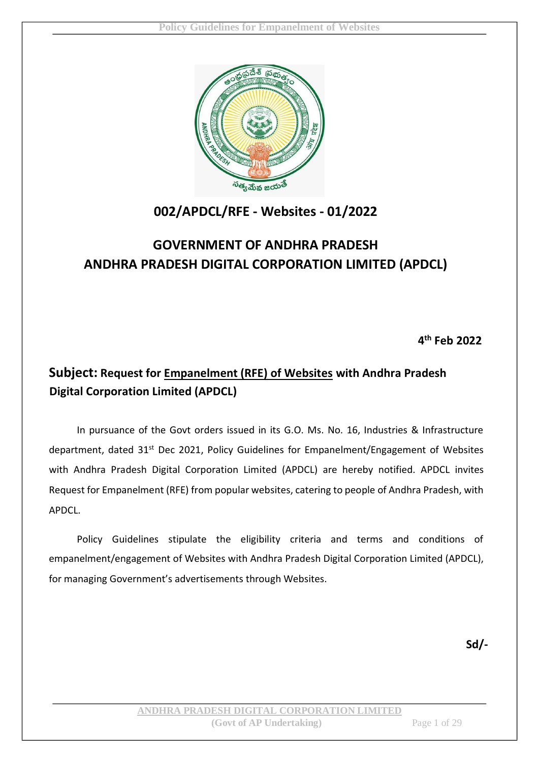# 002/APDCL/RFE - Websites - 01/2022

## GOVERNMENT OF ANDHRA PRADESH
## ANDHRA PRADESH DIGITAL CORPORATION LIMITED (APDCL)

**4th Feb 2022**

**Subject: Request for Empanelment (RFE) of Websites with Andhra Pradesh Digital Corporation Limited (APDCL)**

In pursuance of the Govt orders issued in its G.O. Ms. No. 16, Industries & Infrastructure department, dated 31st Dec 2021, Policy Guidelines for Empanelment/Engagement of Websites with Andhra Pradesh Digital Corporation Limited (APDCL) are hereby notified. APDCL invites Request for Empanelment (RFE) from popular websites, catering to people of Andhra Pradesh, with APDCL.

Policy Guidelines stipulate the eligibility criteria and terms and conditions of empanelment/engagement of Websites with Andhra Pradesh Digital Corporation Limited (APDCL), for managing Government's advertisements through Websites.

**Sd/-**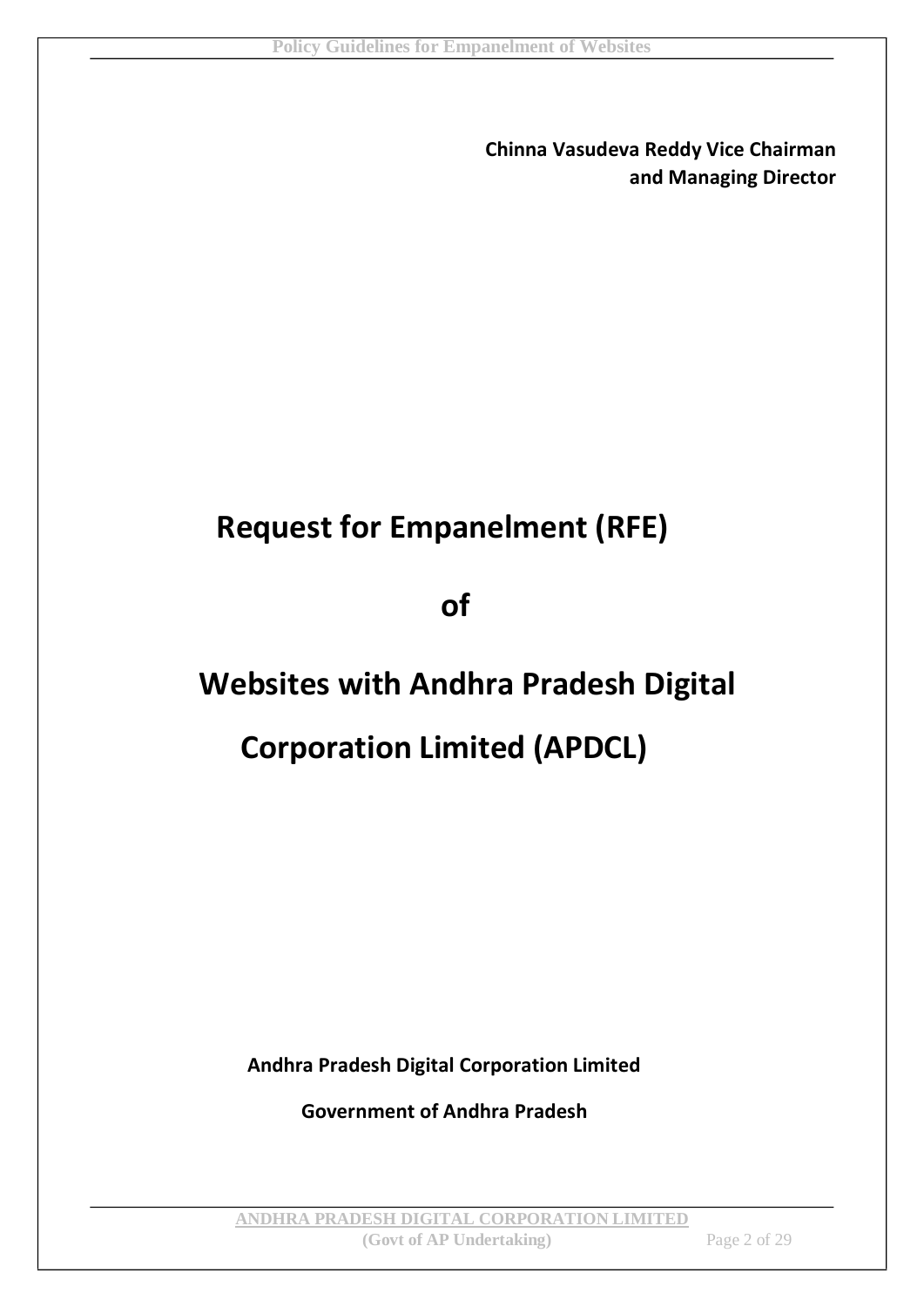**Chinna Vasudeva Reddy Vice Chairman and Managing Director**

# Request for Empanelment (RFE)

# of

# Websites with Andhra Pradesh Digital Corporation Limited (APDCL)

**Andhra Pradesh Digital Corporation Limited**

**Government of Andhra Pradesh**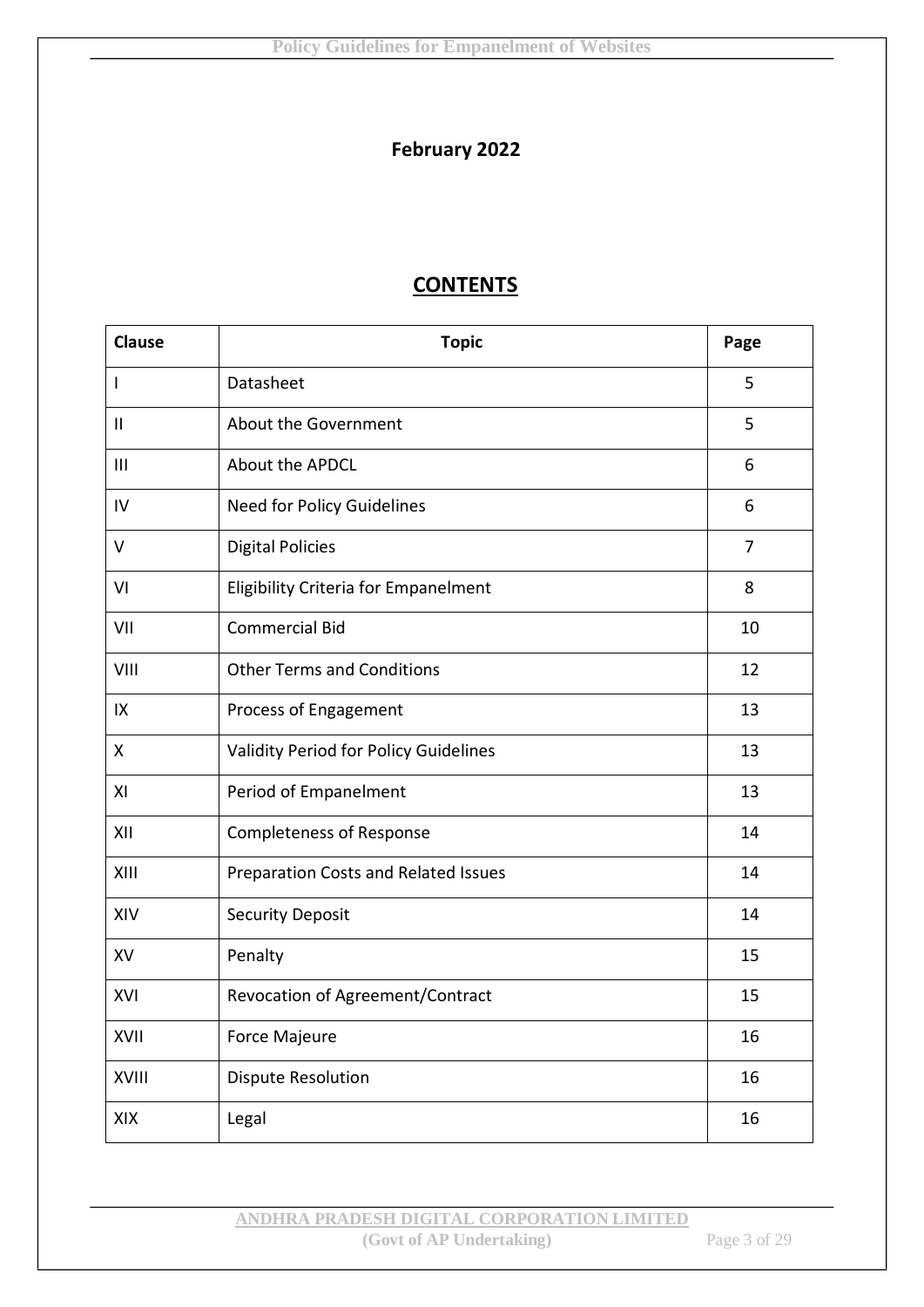**February 2022**

## CONTENTS

| Clause | Topic | Page |
|---|---|---|
| I | Datasheet | 5 |
| II | About the Government | 5 |
| III | About the APDCL | 6 |
| IV | Need for Policy Guidelines | 6 |
| V | Digital Policies | 7 |
| VI | Eligibility Criteria for Empanelment | 8 |
| VII | Commercial Bid | 10 |
| VIII | Other Terms and Conditions | 12 |
| IX | Process of Engagement | 13 |
| X | Validity Period for Policy Guidelines | 13 |
| XI | Period of Empanelment | 13 |
| XII | Completeness of Response | 14 |
| XIII | Preparation Costs and Related Issues | 14 |
| XIV | Security Deposit | 14 |
| XV | Penalty | 15 |
| XVI | Revocation of Agreement/Contract | 15 |
| XVII | Force Majeure | 16 |
| XVIII | Dispute Resolution | 16 |
| XIX | Legal | 16 |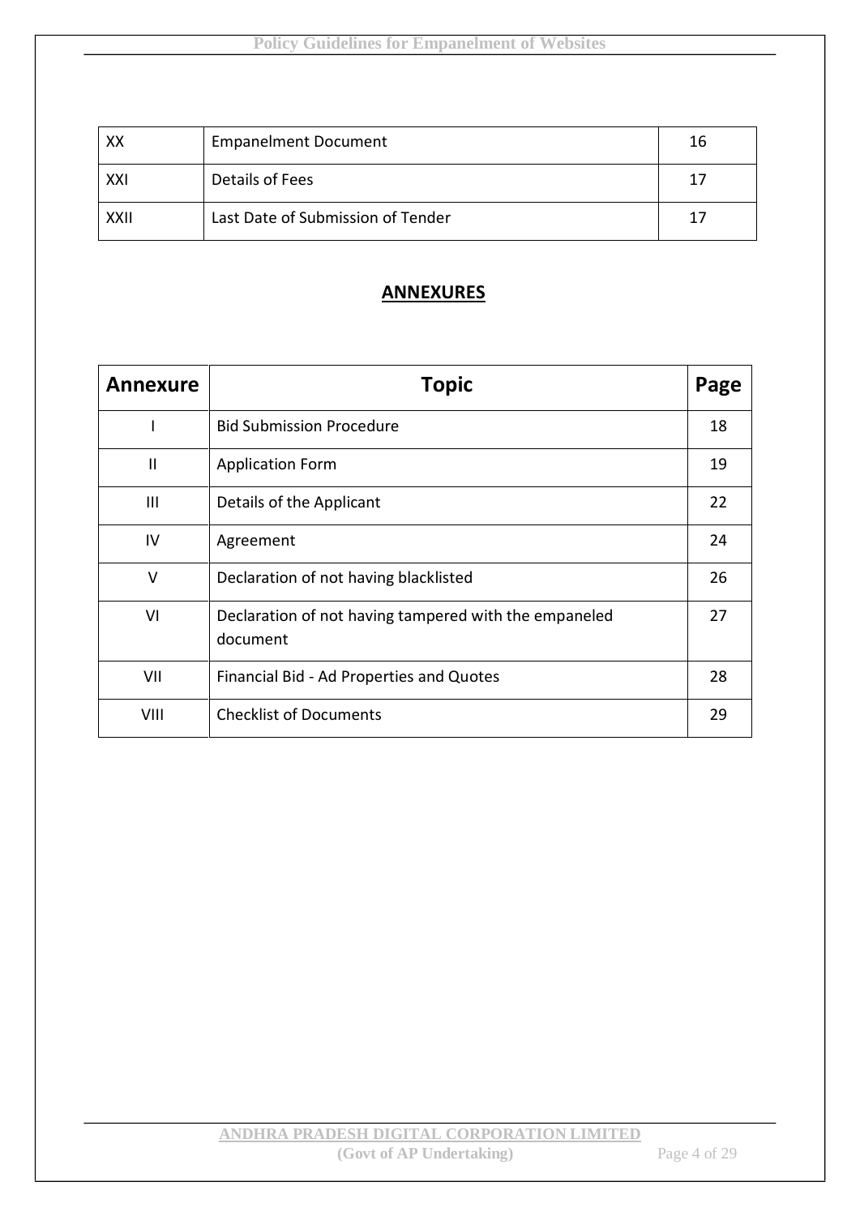| XX | Empanelment Document | 16 |
|---|---|---|
| XXI | Details of Fees | 17 |
| XXII | Last Date of Submission of Tender | 17 |

## ANNEXURES

| Annexure | Topic | Page |
|---|---|---|
| I | Bid Submission Procedure | 18 |
| II | Application Form | 19 |
| III | Details of the Applicant | 22 |
| IV | Agreement | 24 |
| V | Declaration of not having blacklisted | 26 |
| VI | Declaration of not having tampered with the empaneled document | 27 |
| VII | Financial Bid - Ad Properties and Quotes | 28 |
| VIII | Checklist of Documents | 29 |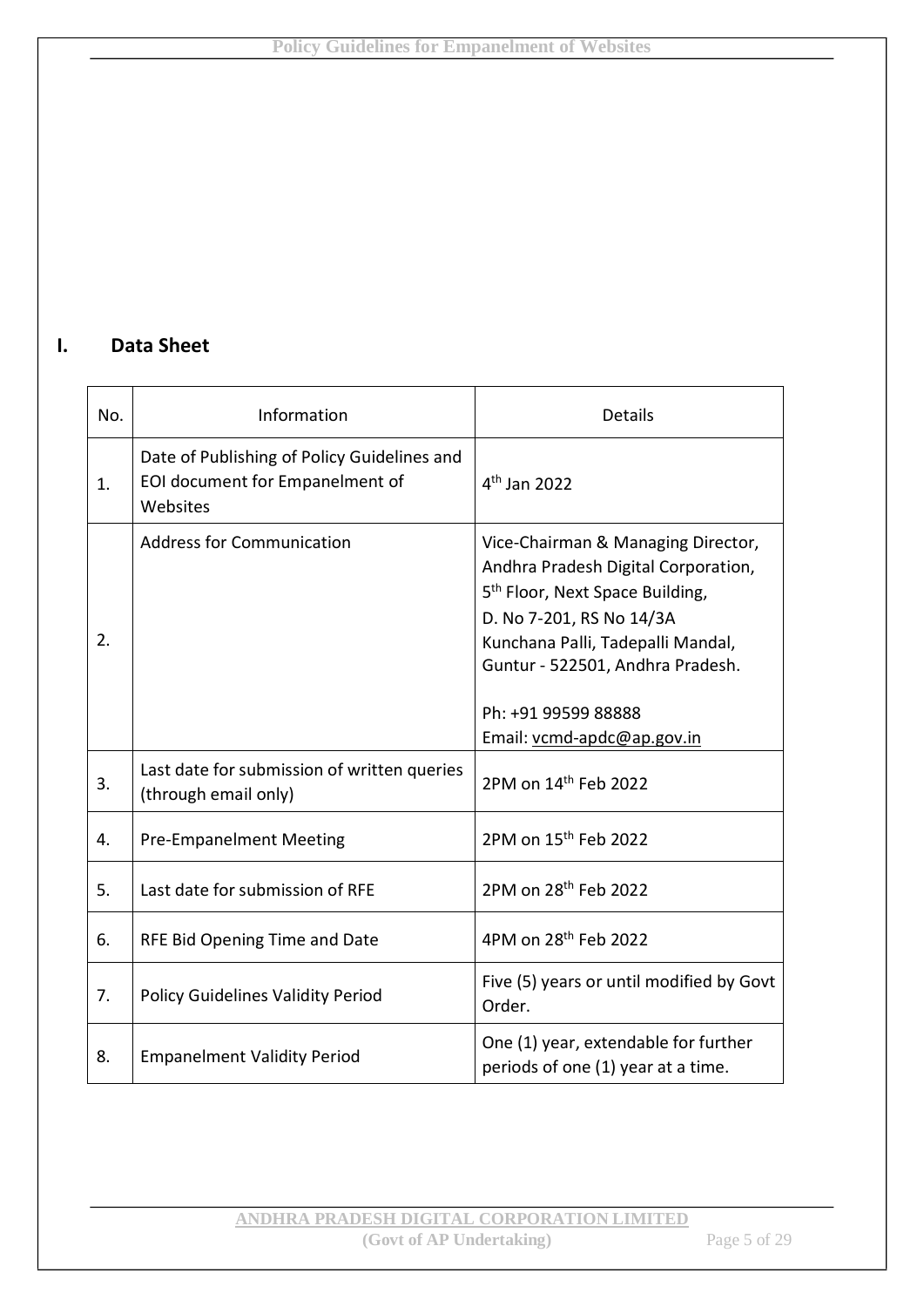## I. Data Sheet

| No. | Information | Details |
|---|---|---|
| 1. | Date of Publishing of Policy Guidelines and EOI document for Empanelment of Websites | 4th Jan 2022 |
| 2. | Address for Communication | Vice-Chairman & Managing Director, Andhra Pradesh Digital Corporation, 5th Floor, Next Space Building, D. No 7-201, RS No 14/3A Kunchana Palli, Tadepalli Mandal, Guntur - 522501, Andhra Pradesh.<br><br>Ph: +91 99599 88888<br>Email: vcmd-apdc@ap.gov.in |
| 3. | Last date for submission of written queries (through email only) | 2PM on 14th Feb 2022 |
| 4. | Pre-Empanelment Meeting | 2PM on 15th Feb 2022 |
| 5. | Last date for submission of RFE | 2PM on 28th Feb 2022 |
| 6. | RFE Bid Opening Time and Date | 4PM on 28th Feb 2022 |
| 7. | Policy Guidelines Validity Period | Five (5) years or until modified by Govt Order. |
| 8. | Empanelment Validity Period | One (1) year, extendable for further periods of one (1) year at a time. |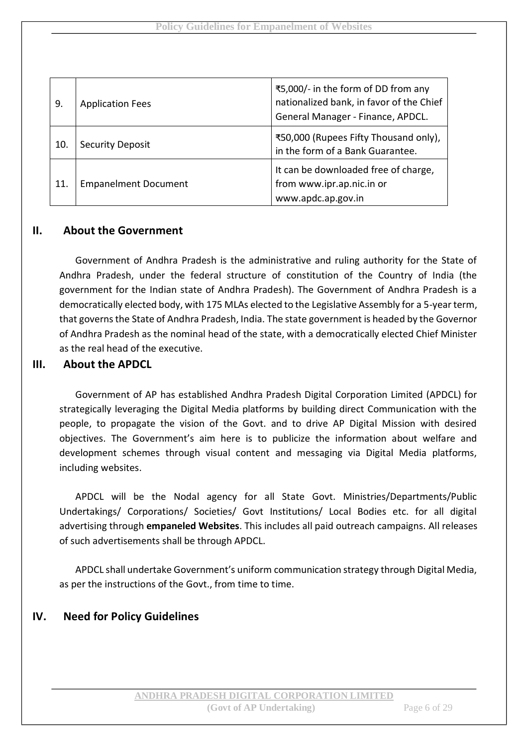| 9. | Application Fees | ₹5,000/- in the form of DD from any nationalized bank, in favor of the Chief General Manager - Finance, APDCL. |
|---|---|---|
| 10. | Security Deposit | ₹50,000 (Rupees Fifty Thousand only), in the form of a Bank Guarantee. |
| 11. | Empanelment Document | It can be downloaded free of charge, from www.ipr.ap.nic.in or www.apdc.ap.gov.in |

## II. About the Government

Government of Andhra Pradesh is the administrative and ruling authority for the State of Andhra Pradesh, under the federal structure of constitution of the Country of India (the government for the Indian state of Andhra Pradesh). The Government of Andhra Pradesh is a democratically elected body, with 175 MLAs elected to the Legislative Assembly for a 5-year term, that governs the State of Andhra Pradesh, India. The state government is headed by the Governor of Andhra Pradesh as the nominal head of the state, with a democratically elected Chief Minister as the real head of the executive.

## III. About the APDCL

Government of AP has established Andhra Pradesh Digital Corporation Limited (APDCL) for strategically leveraging the Digital Media platforms by building direct Communication with the people, to propagate the vision of the Govt. and to drive AP Digital Mission with desired objectives. The Government's aim here is to publicize the information about welfare and development schemes through visual content and messaging via Digital Media platforms, including websites.

APDCL will be the Nodal agency for all State Govt. Ministries/Departments/Public Undertakings/ Corporations/ Societies/ Govt Institutions/ Local Bodies etc. for all digital advertising through **empaneled Websites**. This includes all paid outreach campaigns. All releases of such advertisements shall be through APDCL.

APDCL shall undertake Government's uniform communication strategy through Digital Media, as per the instructions of the Govt., from time to time.

## IV. Need for Policy Guidelines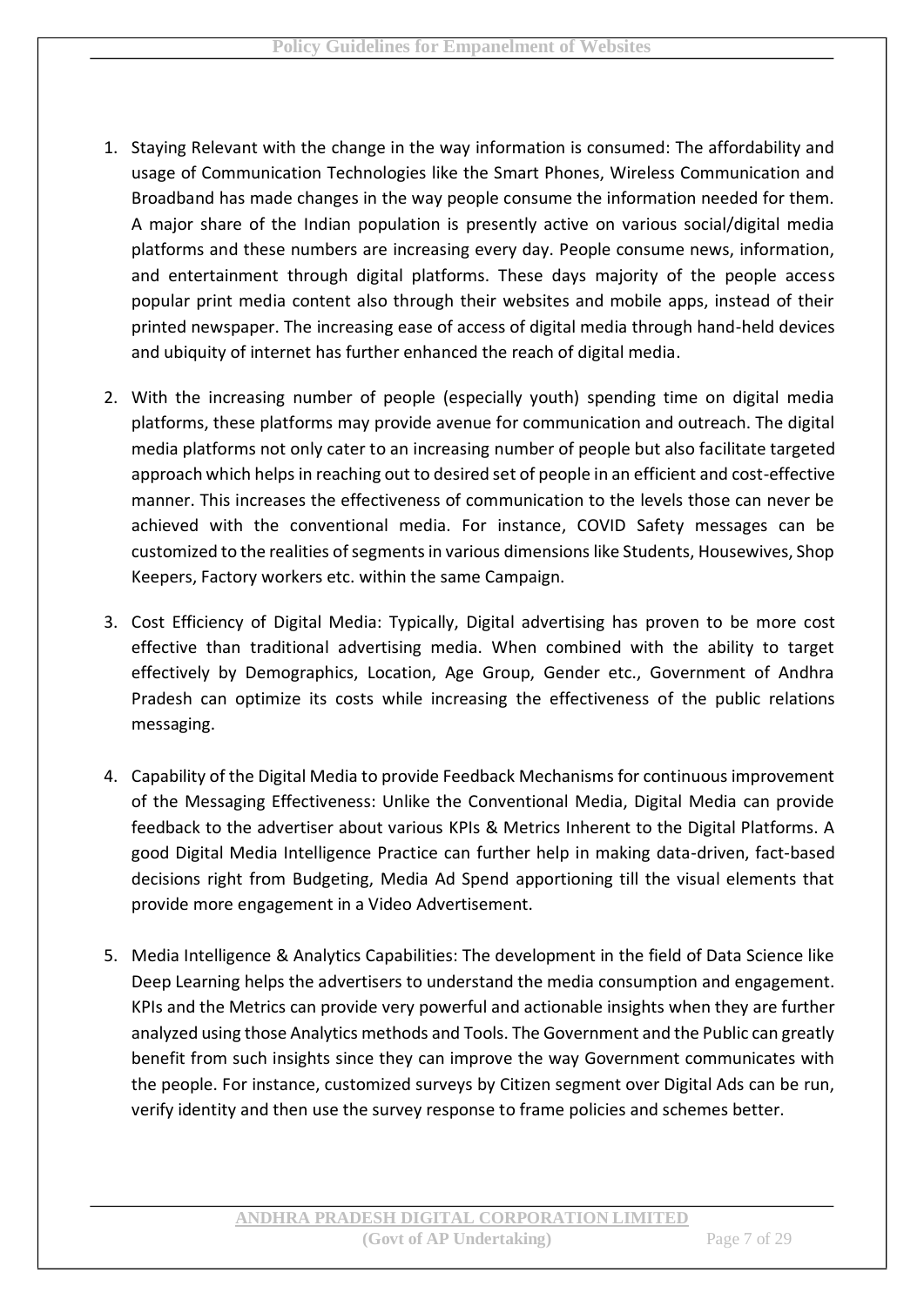1. Staying Relevant with the change in the way information is consumed: The affordability and usage of Communication Technologies like the Smart Phones, Wireless Communication and Broadband has made changes in the way people consume the information needed for them. A major share of the Indian population is presently active on various social/digital media platforms and these numbers are increasing every day. People consume news, information, and entertainment through digital platforms. These days majority of the people access popular print media content also through their websites and mobile apps, instead of their printed newspaper. The increasing ease of access of digital media through hand-held devices and ubiquity of internet has further enhanced the reach of digital media.

2. With the increasing number of people (especially youth) spending time on digital media platforms, these platforms may provide avenue for communication and outreach. The digital media platforms not only cater to an increasing number of people but also facilitate targeted approach which helps in reaching out to desired set of people in an efficient and cost-effective manner. This increases the effectiveness of communication to the levels those can never be achieved with the conventional media. For instance, COVID Safety messages can be customized to the realities of segments in various dimensions like Students, Housewives, Shop Keepers, Factory workers etc. within the same Campaign.

3. Cost Efficiency of Digital Media: Typically, Digital advertising has proven to be more cost effective than traditional advertising media. When combined with the ability to target effectively by Demographics, Location, Age Group, Gender etc., Government of Andhra Pradesh can optimize its costs while increasing the effectiveness of the public relations messaging.

4. Capability of the Digital Media to provide Feedback Mechanisms for continuous improvement of the Messaging Effectiveness: Unlike the Conventional Media, Digital Media can provide feedback to the advertiser about various KPIs & Metrics Inherent to the Digital Platforms. A good Digital Media Intelligence Practice can further help in making data-driven, fact-based decisions right from Budgeting, Media Ad Spend apportioning till the visual elements that provide more engagement in a Video Advertisement.

5. Media Intelligence & Analytics Capabilities: The development in the field of Data Science like Deep Learning helps the advertisers to understand the media consumption and engagement. KPIs and the Metrics can provide very powerful and actionable insights when they are further analyzed using those Analytics methods and Tools. The Government and the Public can greatly benefit from such insights since they can improve the way Government communicates with the people. For instance, customized surveys by Citizen segment over Digital Ads can be run, verify identity and then use the survey response to frame policies and schemes better.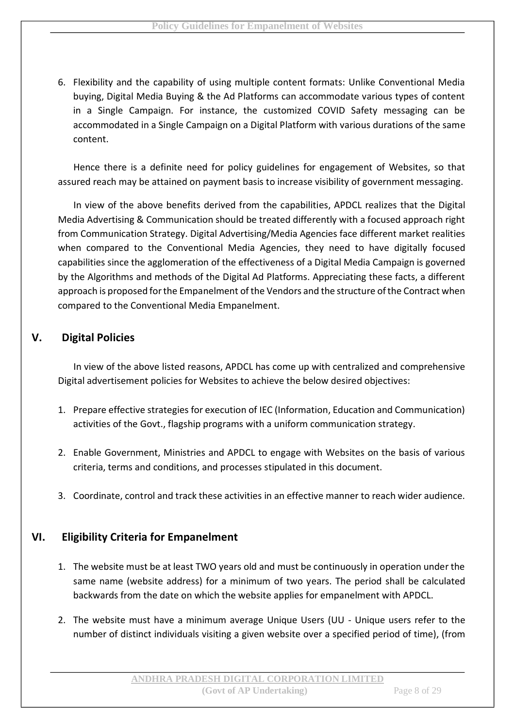6. Flexibility and the capability of using multiple content formats: Unlike Conventional Media buying, Digital Media Buying & the Ad Platforms can accommodate various types of content in a Single Campaign. For instance, the customized COVID Safety messaging can be accommodated in a Single Campaign on a Digital Platform with various durations of the same content.

Hence there is a definite need for policy guidelines for engagement of Websites, so that assured reach may be attained on payment basis to increase visibility of government messaging.

In view of the above benefits derived from the capabilities, APDCL realizes that the Digital Media Advertising & Communication should be treated differently with a focused approach right from Communication Strategy. Digital Advertising/Media Agencies face different market realities when compared to the Conventional Media Agencies, they need to have digitally focused capabilities since the agglomeration of the effectiveness of a Digital Media Campaign is governed by the Algorithms and methods of the Digital Ad Platforms. Appreciating these facts, a different approach is proposed for the Empanelment of the Vendors and the structure of the Contract when compared to the Conventional Media Empanelment.

## V. Digital Policies

In view of the above listed reasons, APDCL has come up with centralized and comprehensive Digital advertisement policies for Websites to achieve the below desired objectives:

1. Prepare effective strategies for execution of IEC (Information, Education and Communication) activities of the Govt., flagship programs with a uniform communication strategy.

2. Enable Government, Ministries and APDCL to engage with Websites on the basis of various criteria, terms and conditions, and processes stipulated in this document.

3. Coordinate, control and track these activities in an effective manner to reach wider audience.

## VI. Eligibility Criteria for Empanelment

1. The website must be at least TWO years old and must be continuously in operation under the same name (website address) for a minimum of two years. The period shall be calculated backwards from the date on which the website applies for empanelment with APDCL.

2. The website must have a minimum average Unique Users (UU - Unique users refer to the number of distinct individuals visiting a given website over a specified period of time), (from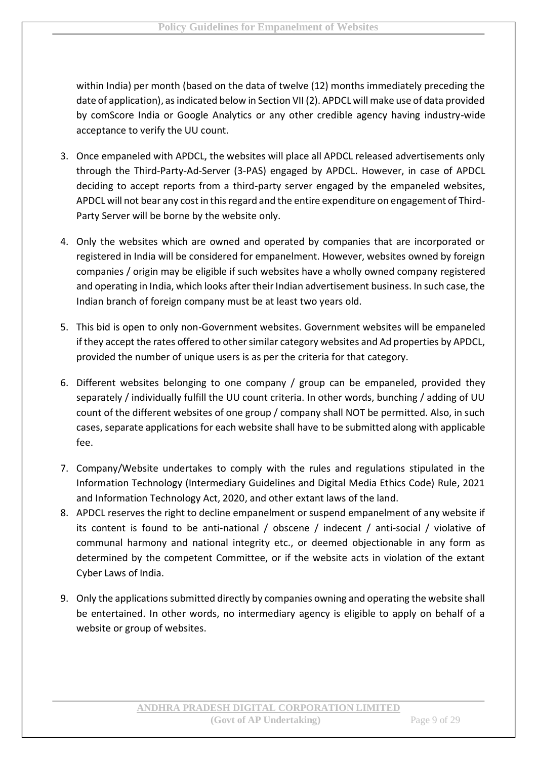within India) per month (based on the data of twelve (12) months immediately preceding the date of application), as indicated below in Section VII (2). APDCL will make use of data provided by comScore India or Google Analytics or any other credible agency having industry-wide acceptance to verify the UU count.

3. Once empaneled with APDCL, the websites will place all APDCL released advertisements only through the Third-Party-Ad-Server (3-PAS) engaged by APDCL. However, in case of APDCL deciding to accept reports from a third-party server engaged by the empaneled websites, APDCL will not bear any cost in this regard and the entire expenditure on engagement of Third-Party Server will be borne by the website only.

4. Only the websites which are owned and operated by companies that are incorporated or registered in India will be considered for empanelment. However, websites owned by foreign companies / origin may be eligible if such websites have a wholly owned company registered and operating in India, which looks after their Indian advertisement business. In such case, the Indian branch of foreign company must be at least two years old.

5. This bid is open to only non-Government websites. Government websites will be empaneled if they accept the rates offered to other similar category websites and Ad properties by APDCL, provided the number of unique users is as per the criteria for that category.

6. Different websites belonging to one company / group can be empaneled, provided they separately / individually fulfill the UU count criteria. In other words, bunching / adding of UU count of the different websites of one group / company shall NOT be permitted. Also, in such cases, separate applications for each website shall have to be submitted along with applicable fee.

7. Company/Website undertakes to comply with the rules and regulations stipulated in the Information Technology (Intermediary Guidelines and Digital Media Ethics Code) Rule, 2021 and Information Technology Act, 2020, and other extant laws of the land.

8. APDCL reserves the right to decline empanelment or suspend empanelment of any website if its content is found to be anti-national / obscene / indecent / anti-social / violative of communal harmony and national integrity etc., or deemed objectionable in any form as determined by the competent Committee, or if the website acts in violation of the extant Cyber Laws of India.

9. Only the applications submitted directly by companies owning and operating the website shall be entertained. In other words, no intermediary agency is eligible to apply on behalf of a website or group of websites.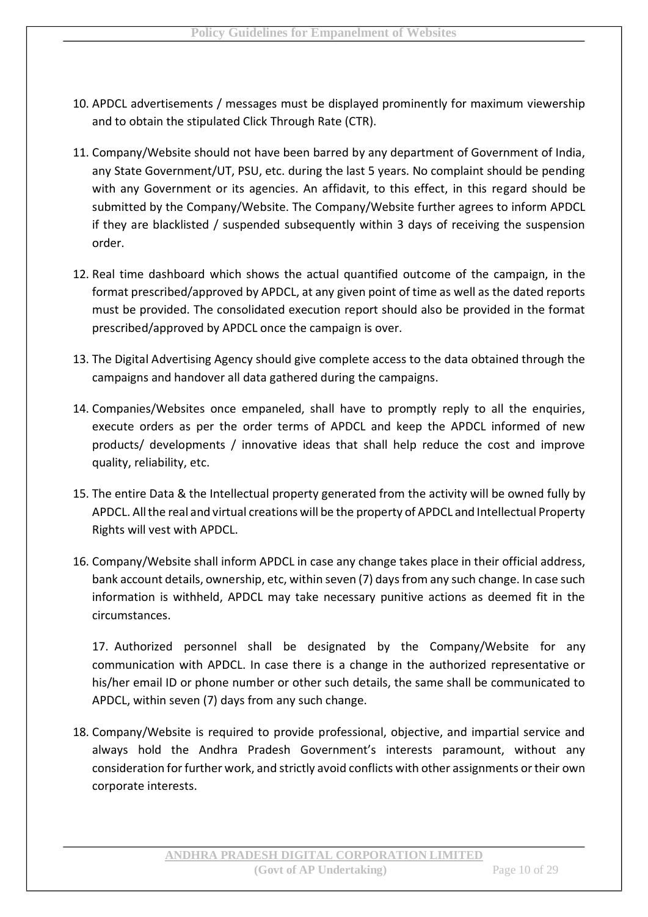10. APDCL advertisements / messages must be displayed prominently for maximum viewership and to obtain the stipulated Click Through Rate (CTR).

11. Company/Website should not have been barred by any department of Government of India, any State Government/UT, PSU, etc. during the last 5 years. No complaint should be pending with any Government or its agencies. An affidavit, to this effect, in this regard should be submitted by the Company/Website. The Company/Website further agrees to inform APDCL if they are blacklisted / suspended subsequently within 3 days of receiving the suspension order.

12. Real time dashboard which shows the actual quantified outcome of the campaign, in the format prescribed/approved by APDCL, at any given point of time as well as the dated reports must be provided. The consolidated execution report should also be provided in the format prescribed/approved by APDCL once the campaign is over.

13. The Digital Advertising Agency should give complete access to the data obtained through the campaigns and handover all data gathered during the campaigns.

14. Companies/Websites once empaneled, shall have to promptly reply to all the enquiries, execute orders as per the order terms of APDCL and keep the APDCL informed of new products/ developments / innovative ideas that shall help reduce the cost and improve quality, reliability, etc.

15. The entire Data & the Intellectual property generated from the activity will be owned fully by APDCL. All the real and virtual creations will be the property of APDCL and Intellectual Property Rights will vest with APDCL.

16. Company/Website shall inform APDCL in case any change takes place in their official address, bank account details, ownership, etc, within seven (7) days from any such change. In case such information is withheld, APDCL may take necessary punitive actions as deemed fit in the circumstances.

17. Authorized personnel shall be designated by the Company/Website for any communication with APDCL. In case there is a change in the authorized representative or his/her email ID or phone number or other such details, the same shall be communicated to APDCL, within seven (7) days from any such change.

18. Company/Website is required to provide professional, objective, and impartial service and always hold the Andhra Pradesh Government's interests paramount, without any consideration for further work, and strictly avoid conflicts with other assignments or their own corporate interests.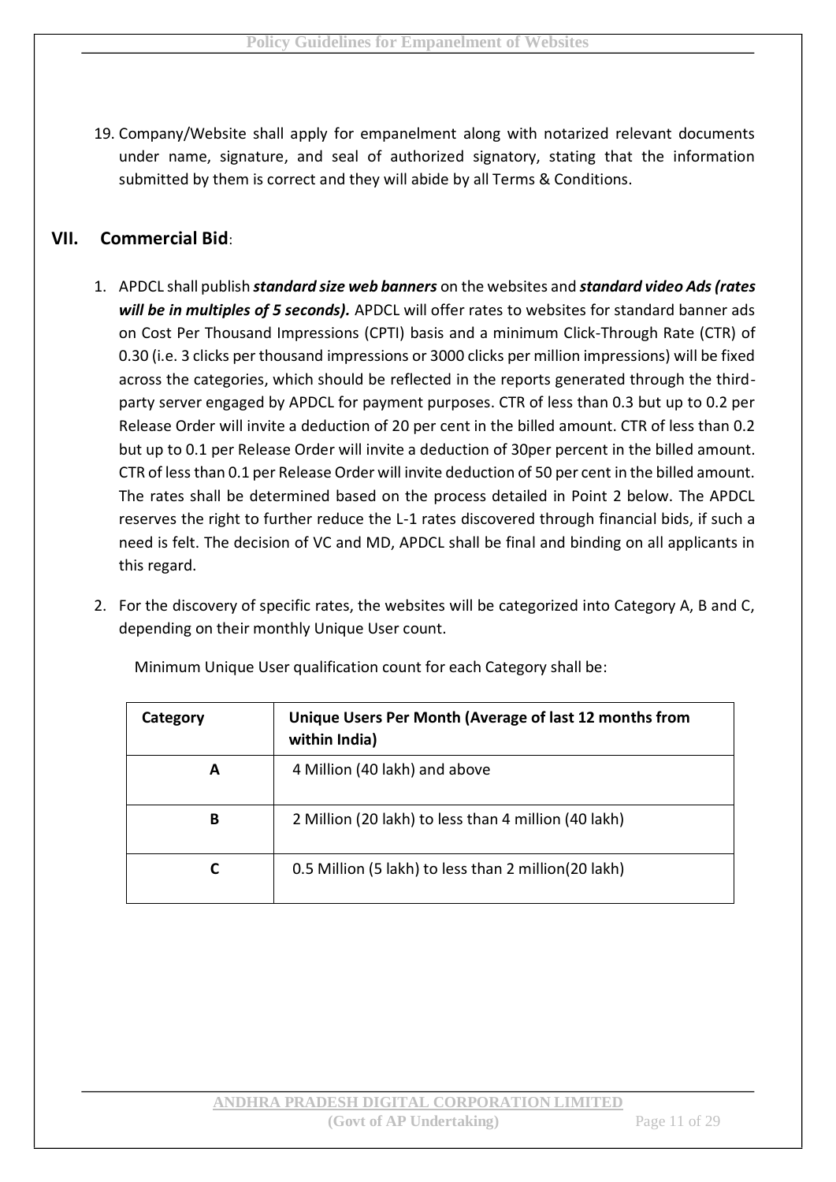19. Company/Website shall apply for empanelment along with notarized relevant documents under name, signature, and seal of authorized signatory, stating that the information submitted by them is correct and they will abide by all Terms & Conditions.

## VII. Commercial Bid:

1. APDCL shall publish ***standard size web banners*** on the websites and ***standard video Ads (rates will be in multiples of 5 seconds).*** APDCL will offer rates to websites for standard banner ads on Cost Per Thousand Impressions (CPTI) basis and a minimum Click-Through Rate (CTR) of 0.30 (i.e. 3 clicks per thousand impressions or 3000 clicks per million impressions) will be fixed across the categories, which should be reflected in the reports generated through the third-party server engaged by APDCL for payment purposes. CTR of less than 0.3 but up to 0.2 per Release Order will invite a deduction of 20 per cent in the billed amount. CTR of less than 0.2 but up to 0.1 per Release Order will invite a deduction of 30per percent in the billed amount. CTR of less than 0.1 per Release Order will invite deduction of 50 per cent in the billed amount. The rates shall be determined based on the process detailed in Point 2 below. The APDCL reserves the right to further reduce the L-1 rates discovered through financial bids, if such a need is felt. The decision of VC and MD, APDCL shall be final and binding on all applicants in this regard.

2. For the discovery of specific rates, the websites will be categorized into Category A, B and C, depending on their monthly Unique User count.

   Minimum Unique User qualification count for each Category shall be:

| Category | Unique Users Per Month (Average of last 12 months from within India) |
|---|---|
| A | 4 Million (40 lakh) and above |
| B | 2 Million (20 lakh) to less than 4 million (40 lakh) |
| C | 0.5 Million (5 lakh) to less than 2 million(20 lakh) |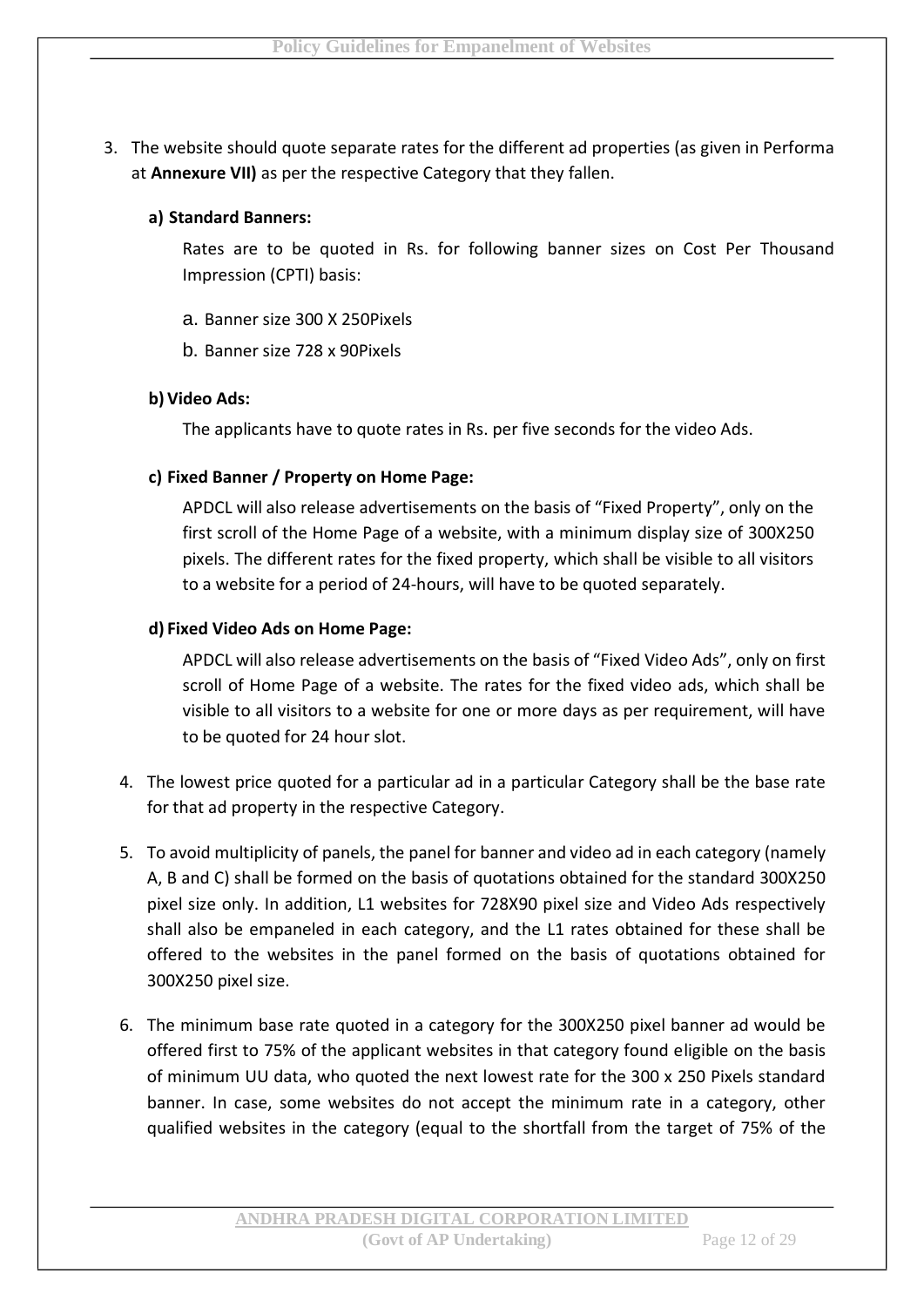3. The website should quote separate rates for the different ad properties (as given in Performa at **Annexure VII)** as per the respective Category that they fallen.

   **a) Standard Banners:**

   Rates are to be quoted in Rs. for following banner sizes on Cost Per Thousand Impression (CPTI) basis:

   a. Banner size 300 X 250Pixels

   b. Banner size 728 x 90Pixels

   **b) Video Ads:**

   The applicants have to quote rates in Rs. per five seconds for the video Ads.

   **c) Fixed Banner / Property on Home Page:**

   APDCL will also release advertisements on the basis of "Fixed Property", only on the first scroll of the Home Page of a website, with a minimum display size of 300X250 pixels. The different rates for the fixed property, which shall be visible to all visitors to a website for a period of 24-hours, will have to be quoted separately.

   **d) Fixed Video Ads on Home Page:**

   APDCL will also release advertisements on the basis of "Fixed Video Ads", only on first scroll of Home Page of a website. The rates for the fixed video ads, which shall be visible to all visitors to a website for one or more days as per requirement, will have to be quoted for 24 hour slot.

4. The lowest price quoted for a particular ad in a particular Category shall be the base rate for that ad property in the respective Category.

5. To avoid multiplicity of panels, the panel for banner and video ad in each category (namely A, B and C) shall be formed on the basis of quotations obtained for the standard 300X250 pixel size only. In addition, L1 websites for 728X90 pixel size and Video Ads respectively shall also be empaneled in each category, and the L1 rates obtained for these shall be offered to the websites in the panel formed on the basis of quotations obtained for 300X250 pixel size.

6. The minimum base rate quoted in a category for the 300X250 pixel banner ad would be offered first to 75% of the applicant websites in that category found eligible on the basis of minimum UU data, who quoted the next lowest rate for the 300 x 250 Pixels standard banner. In case, some websites do not accept the minimum rate in a category, other qualified websites in the category (equal to the shortfall from the target of 75% of the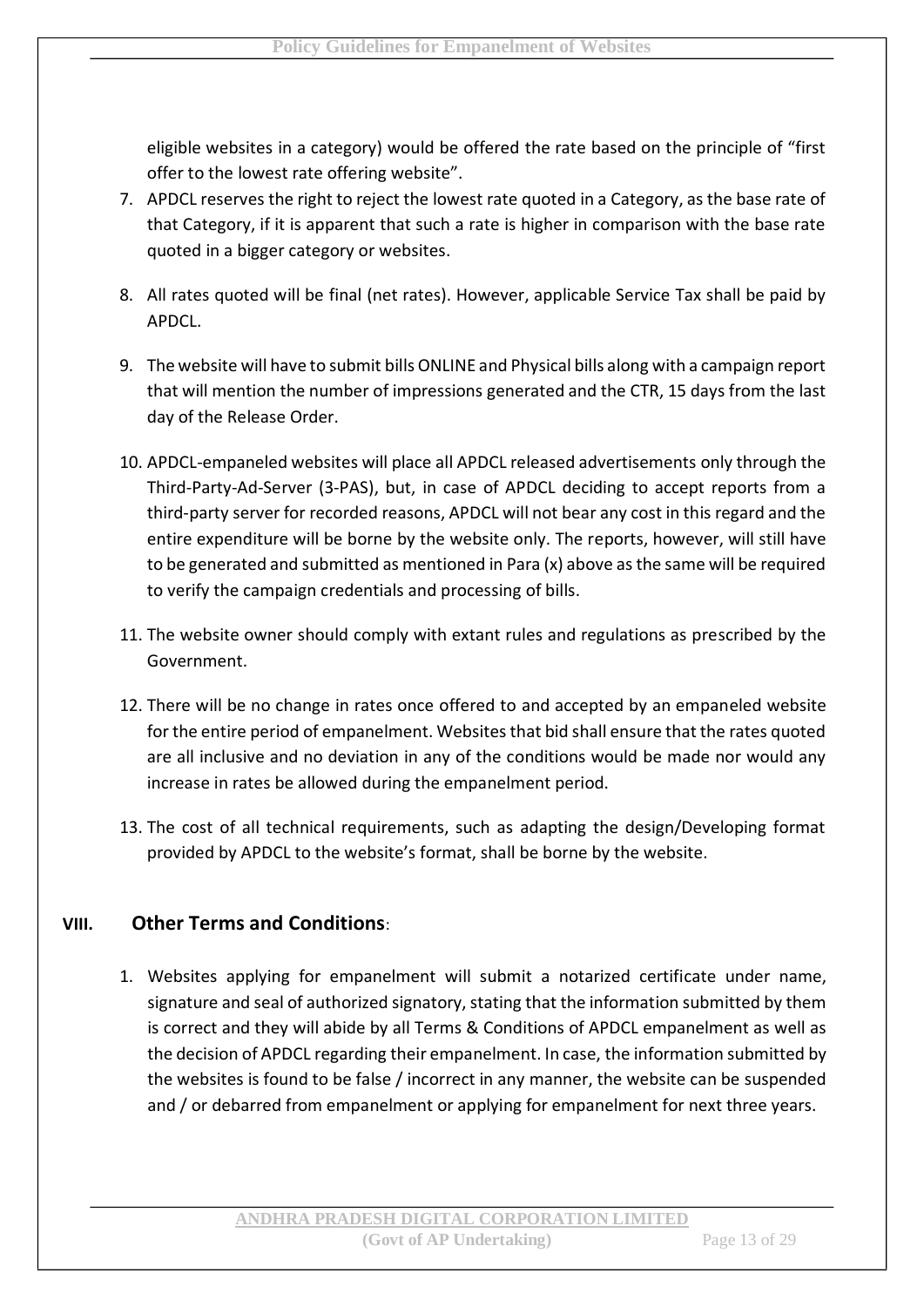eligible websites in a category) would be offered the rate based on the principle of "first offer to the lowest rate offering website".

7. APDCL reserves the right to reject the lowest rate quoted in a Category, as the base rate of that Category, if it is apparent that such a rate is higher in comparison with the base rate quoted in a bigger category or websites.

8. All rates quoted will be final (net rates). However, applicable Service Tax shall be paid by APDCL.

9. The website will have to submit bills ONLINE and Physical bills along with a campaign report that will mention the number of impressions generated and the CTR, 15 days from the last day of the Release Order.

10. APDCL-empaneled websites will place all APDCL released advertisements only through the Third-Party-Ad-Server (3-PAS), but, in case of APDCL deciding to accept reports from a third-party server for recorded reasons, APDCL will not bear any cost in this regard and the entire expenditure will be borne by the website only. The reports, however, will still have to be generated and submitted as mentioned in Para (x) above as the same will be required to verify the campaign credentials and processing of bills.

11. The website owner should comply with extant rules and regulations as prescribed by the Government.

12. There will be no change in rates once offered to and accepted by an empaneled website for the entire period of empanelment. Websites that bid shall ensure that the rates quoted are all inclusive and no deviation in any of the conditions would be made nor would any increase in rates be allowed during the empanelment period.

13. The cost of all technical requirements, such as adapting the design/Developing format provided by APDCL to the website's format, shall be borne by the website.

## VIII. Other Terms and Conditions:

1. Websites applying for empanelment will submit a notarized certificate under name, signature and seal of authorized signatory, stating that the information submitted by them is correct and they will abide by all Terms & Conditions of APDCL empanelment as well as the decision of APDCL regarding their empanelment. In case, the information submitted by the websites is found to be false / incorrect in any manner, the website can be suspended and / or debarred from empanelment or applying for empanelment for next three years.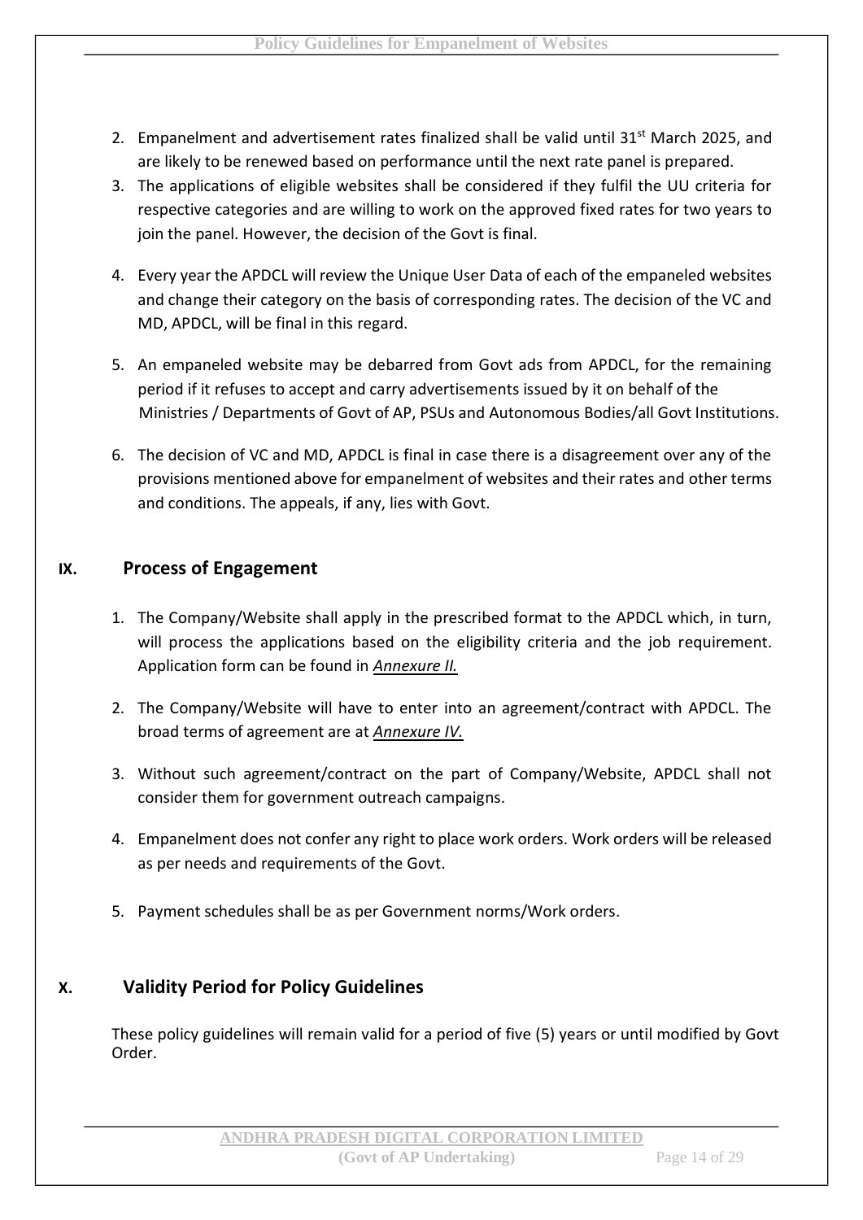2. Empanelment and advertisement rates finalized shall be valid until 31st March 2025, and are likely to be renewed based on performance until the next rate panel is prepared.
3. The applications of eligible websites shall be considered if they fulfil the UU criteria for respective categories and are willing to work on the approved fixed rates for two years to join the panel. However, the decision of the Govt is final.
4. Every year the APDCL will review the Unique User Data of each of the empaneled websites and change their category on the basis of corresponding rates. The decision of the VC and MD, APDCL, will be final in this regard.
5. An empaneled website may be debarred from Govt ads from APDCL, for the remaining period if it refuses to accept and carry advertisements issued by it on behalf of the Ministries / Departments of Govt of AP, PSUs and Autonomous Bodies/all Govt Institutions.
6. The decision of VC and MD, APDCL is final in case there is a disagreement over any of the provisions mentioned above for empanelment of websites and their rates and other terms and conditions. The appeals, if any, lies with Govt.

## IX. Process of Engagement

1. The Company/Website shall apply in the prescribed format to the APDCL which, in turn, will process the applications based on the eligibility criteria and the job requirement. Application form can be found in ***Annexure II.***
2. The Company/Website will have to enter into an agreement/contract with APDCL. The broad terms of agreement are at ***Annexure IV.***
3. Without such agreement/contract on the part of Company/Website, APDCL shall not consider them for government outreach campaigns.
4. Empanelment does not confer any right to place work orders. Work orders will be released as per needs and requirements of the Govt.
5. Payment schedules shall be as per Government norms/Work orders.

## X. Validity Period for Policy Guidelines

These policy guidelines will remain valid for a period of five (5) years or until modified by Govt Order.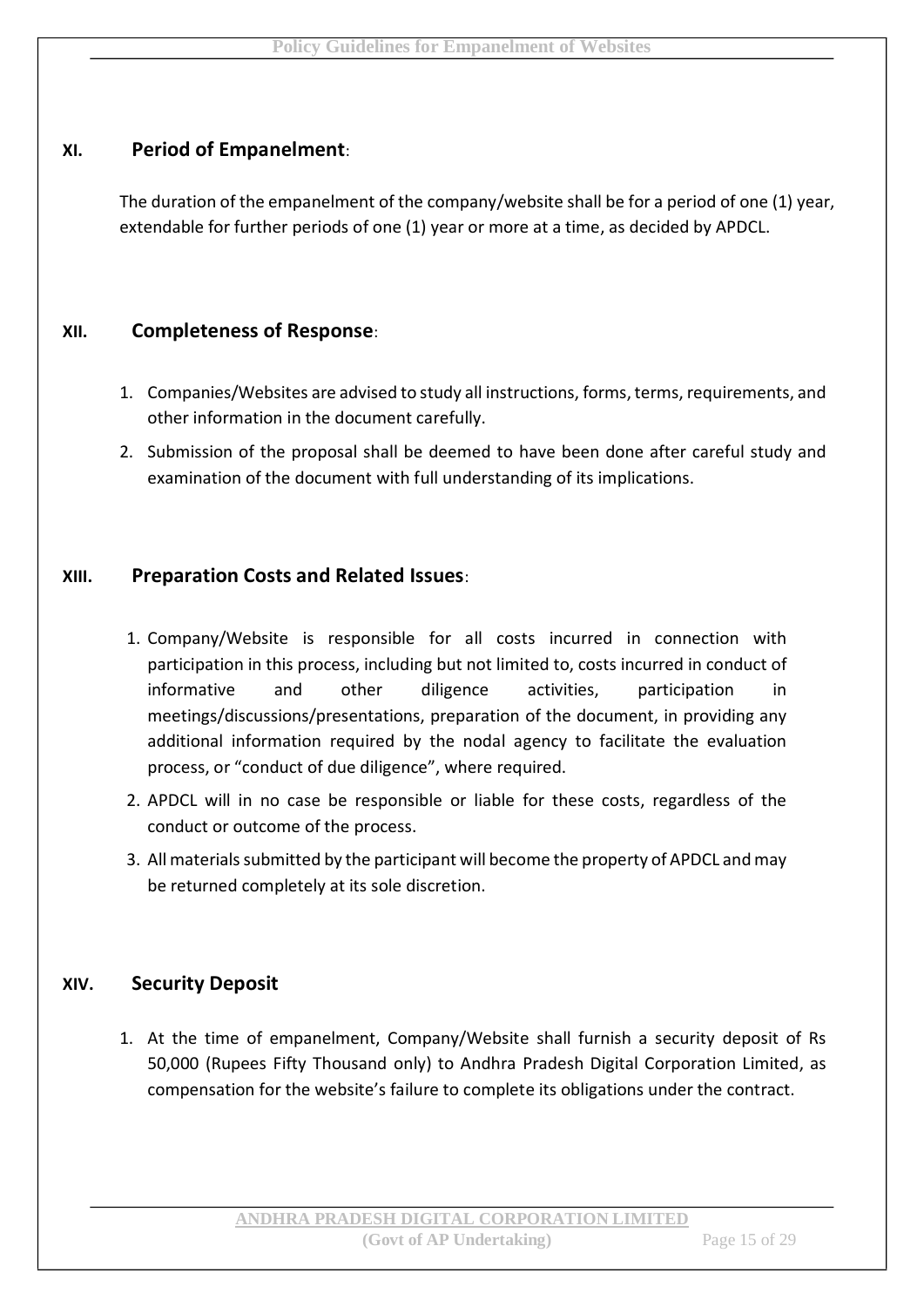## XI. Period of Empanelment:

The duration of the empanelment of the company/website shall be for a period of one (1) year, extendable for further periods of one (1) year or more at a time, as decided by APDCL.

## XII. Completeness of Response:

1. Companies/Websites are advised to study all instructions, forms, terms, requirements, and other information in the document carefully.
2. Submission of the proposal shall be deemed to have been done after careful study and examination of the document with full understanding of its implications.

## XIII. Preparation Costs and Related Issues:

1. Company/Website is responsible for all costs incurred in connection with participation in this process, including but not limited to, costs incurred in conduct of informative and other diligence activities, participation in meetings/discussions/presentations, preparation of the document, in providing any additional information required by the nodal agency to facilitate the evaluation process, or "conduct of due diligence", where required.
2. APDCL will in no case be responsible or liable for these costs, regardless of the conduct or outcome of the process.
3. All materials submitted by the participant will become the property of APDCL and may be returned completely at its sole discretion.

## XIV. Security Deposit

1. At the time of empanelment, Company/Website shall furnish a security deposit of Rs 50,000 (Rupees Fifty Thousand only) to Andhra Pradesh Digital Corporation Limited, as compensation for the website's failure to complete its obligations under the contract.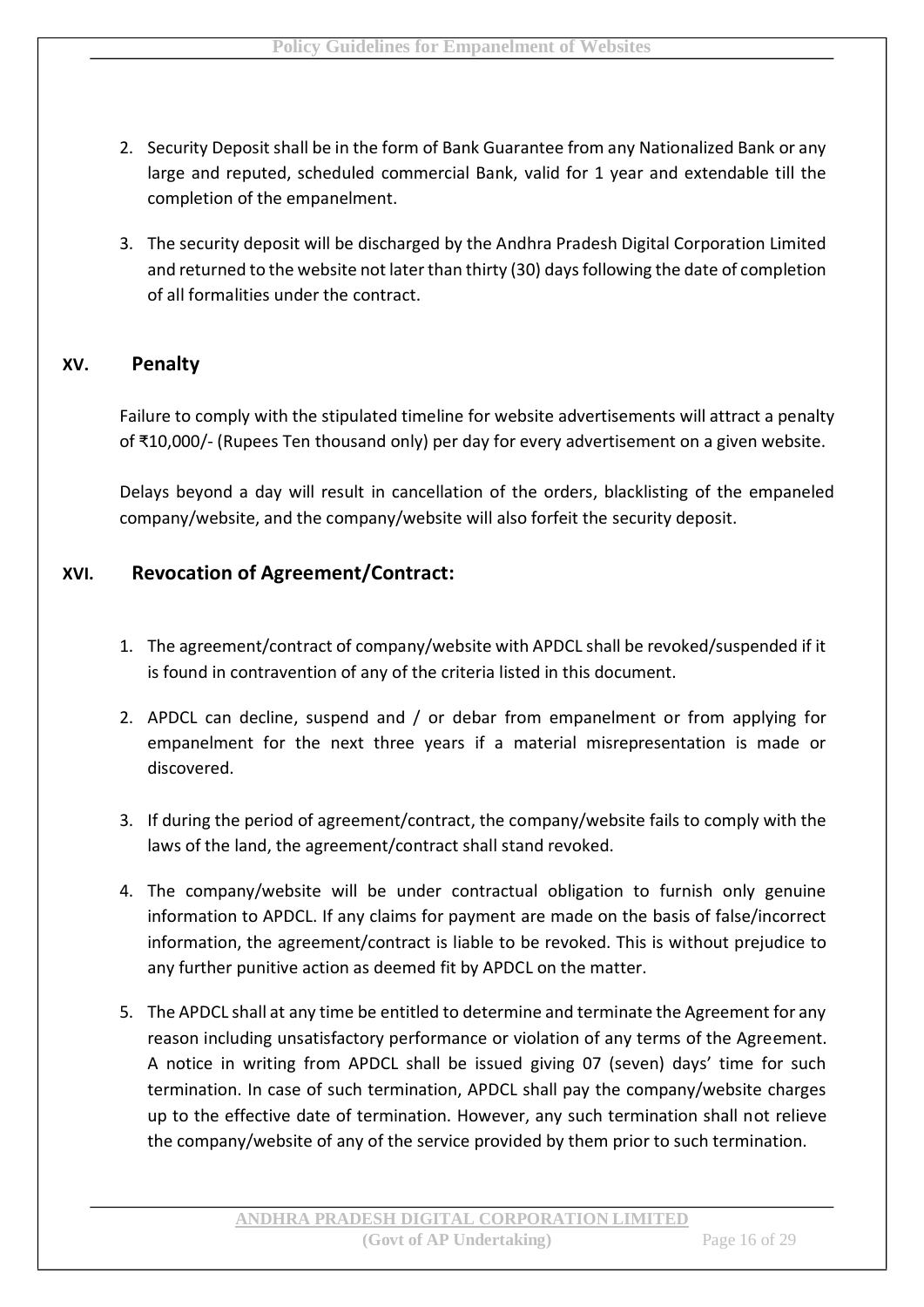2. Security Deposit shall be in the form of Bank Guarantee from any Nationalized Bank or any large and reputed, scheduled commercial Bank, valid for 1 year and extendable till the completion of the empanelment.

3. The security deposit will be discharged by the Andhra Pradesh Digital Corporation Limited and returned to the website not later than thirty (30) days following the date of completion of all formalities under the contract.

## XV. Penalty

Failure to comply with the stipulated timeline for website advertisements will attract a penalty of ₹10,000/- (Rupees Ten thousand only) per day for every advertisement on a given website.

Delays beyond a day will result in cancellation of the orders, blacklisting of the empaneled company/website, and the company/website will also forfeit the security deposit.

## XVI. Revocation of Agreement/Contract:

1. The agreement/contract of company/website with APDCL shall be revoked/suspended if it is found in contravention of any of the criteria listed in this document.

2. APDCL can decline, suspend and / or debar from empanelment or from applying for empanelment for the next three years if a material misrepresentation is made or discovered.

3. If during the period of agreement/contract, the company/website fails to comply with the laws of the land, the agreement/contract shall stand revoked.

4. The company/website will be under contractual obligation to furnish only genuine information to APDCL. If any claims for payment are made on the basis of false/incorrect information, the agreement/contract is liable to be revoked. This is without prejudice to any further punitive action as deemed fit by APDCL on the matter.

5. The APDCL shall at any time be entitled to determine and terminate the Agreement for any reason including unsatisfactory performance or violation of any terms of the Agreement. A notice in writing from APDCL shall be issued giving 07 (seven) days' time for such termination. In case of such termination, APDCL shall pay the company/website charges up to the effective date of termination. However, any such termination shall not relieve the company/website of any of the service provided by them prior to such termination.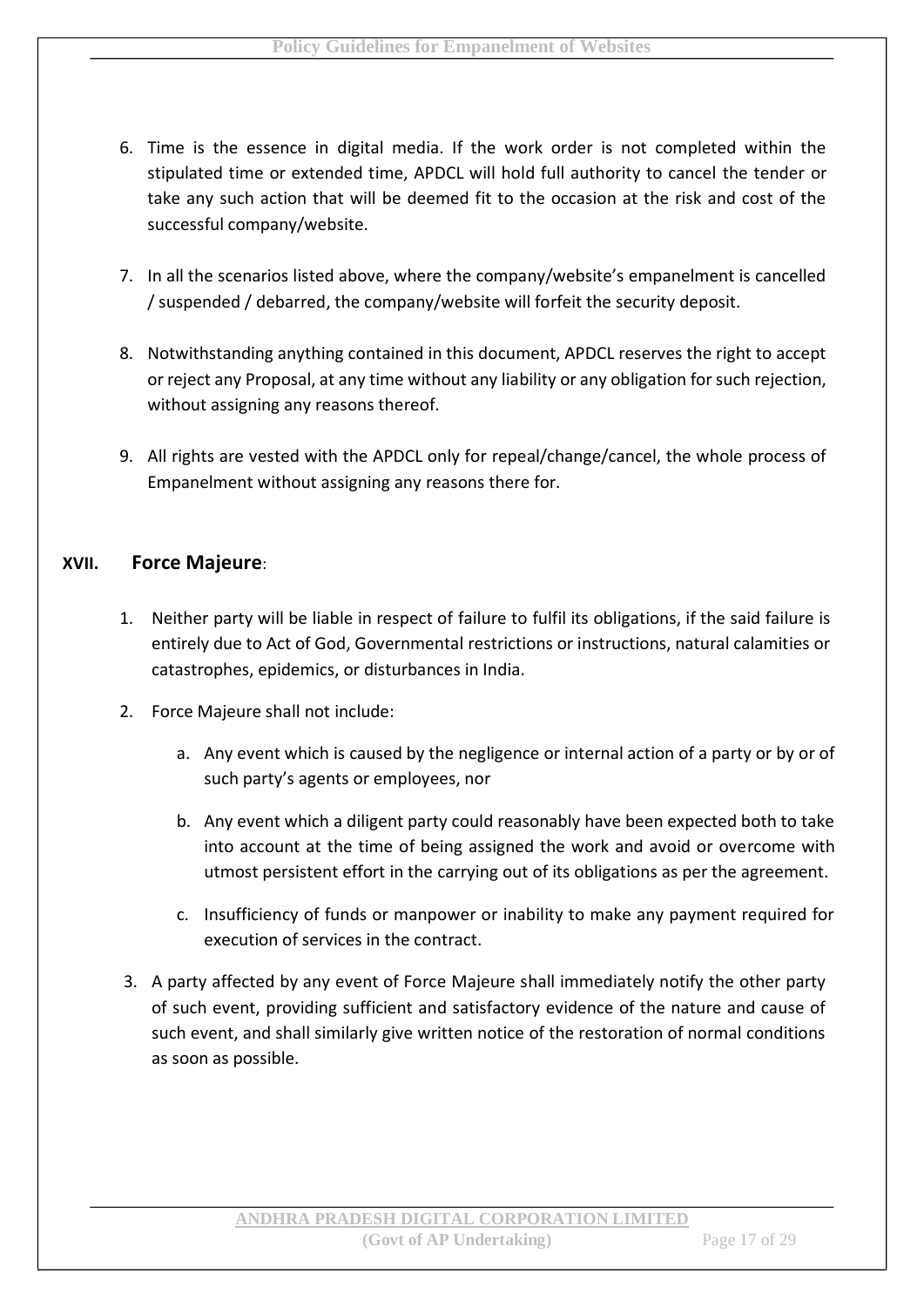6. Time is the essence in digital media. If the work order is not completed within the stipulated time or extended time, APDCL will hold full authority to cancel the tender or take any such action that will be deemed fit to the occasion at the risk and cost of the successful company/website.

7. In all the scenarios listed above, where the company/website's empanelment is cancelled / suspended / debarred, the company/website will forfeit the security deposit.

8. Notwithstanding anything contained in this document, APDCL reserves the right to accept or reject any Proposal, at any time without any liability or any obligation for such rejection, without assigning any reasons thereof.

9. All rights are vested with the APDCL only for repeal/change/cancel, the whole process of Empanelment without assigning any reasons there for.

## XVII. Force Majeure:

1. Neither party will be liable in respect of failure to fulfil its obligations, if the said failure is entirely due to Act of God, Governmental restrictions or instructions, natural calamities or catastrophes, epidemics, or disturbances in India.

2. Force Majeure shall not include:

   a. Any event which is caused by the negligence or internal action of a party or by or of such party's agents or employees, nor

   b. Any event which a diligent party could reasonably have been expected both to take into account at the time of being assigned the work and avoid or overcome with utmost persistent effort in the carrying out of its obligations as per the agreement.

   c. Insufficiency of funds or manpower or inability to make any payment required for execution of services in the contract.

3. A party affected by any event of Force Majeure shall immediately notify the other party of such event, providing sufficient and satisfactory evidence of the nature and cause of such event, and shall similarly give written notice of the restoration of normal conditions as soon as possible.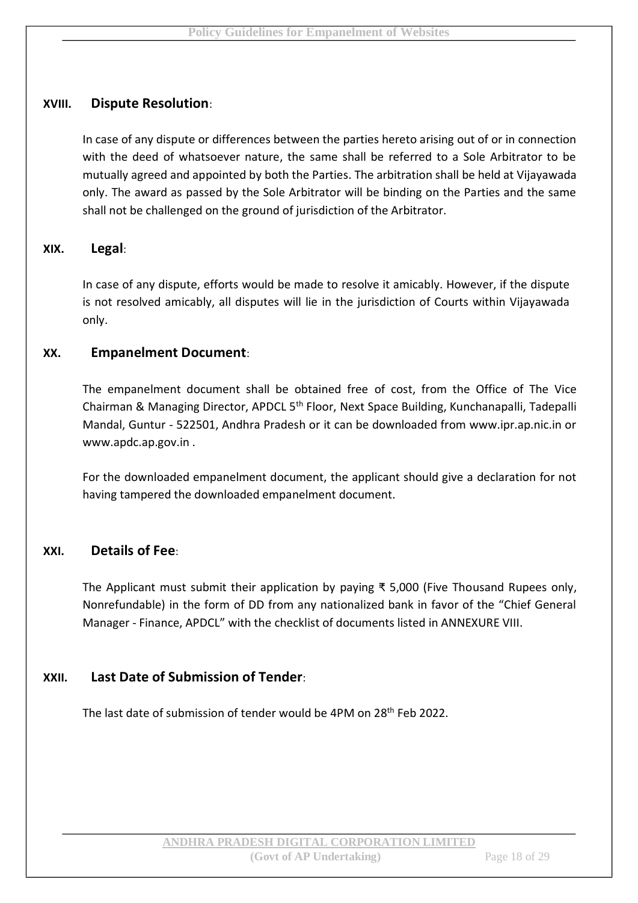### XVIII. **Dispute Resolution**:

In case of any dispute or differences between the parties hereto arising out of or in connection with the deed of whatsoever nature, the same shall be referred to a Sole Arbitrator to be mutually agreed and appointed by both the Parties. The arbitration shall be held at Vijayawada only. The award as passed by the Sole Arbitrator will be binding on the Parties and the same shall not be challenged on the ground of jurisdiction of the Arbitrator.

### XIX. **Legal**:

In case of any dispute, efforts would be made to resolve it amicably. However, if the dispute is not resolved amicably, all disputes will lie in the jurisdiction of Courts within Vijayawada only.

### XX. **Empanelment Document**:

The empanelment document shall be obtained free of cost, from the Office of The Vice Chairman & Managing Director, APDCL 5th Floor, Next Space Building, Kunchanapalli, Tadepalli Mandal, Guntur - 522501, Andhra Pradesh or it can be downloaded from www.ipr.ap.nic.in or www.apdc.ap.gov.in .

For the downloaded empanelment document, the applicant should give a declaration for not having tampered the downloaded empanelment document.

### XXI. **Details of Fee**:

The Applicant must submit their application by paying ₹ 5,000 (Five Thousand Rupees only, Nonrefundable) in the form of DD from any nationalized bank in favor of the "Chief General Manager - Finance, APDCL" with the checklist of documents listed in ANNEXURE VIII.

### XXII. **Last Date of Submission of Tender**:

The last date of submission of tender would be 4PM on 28th Feb 2022.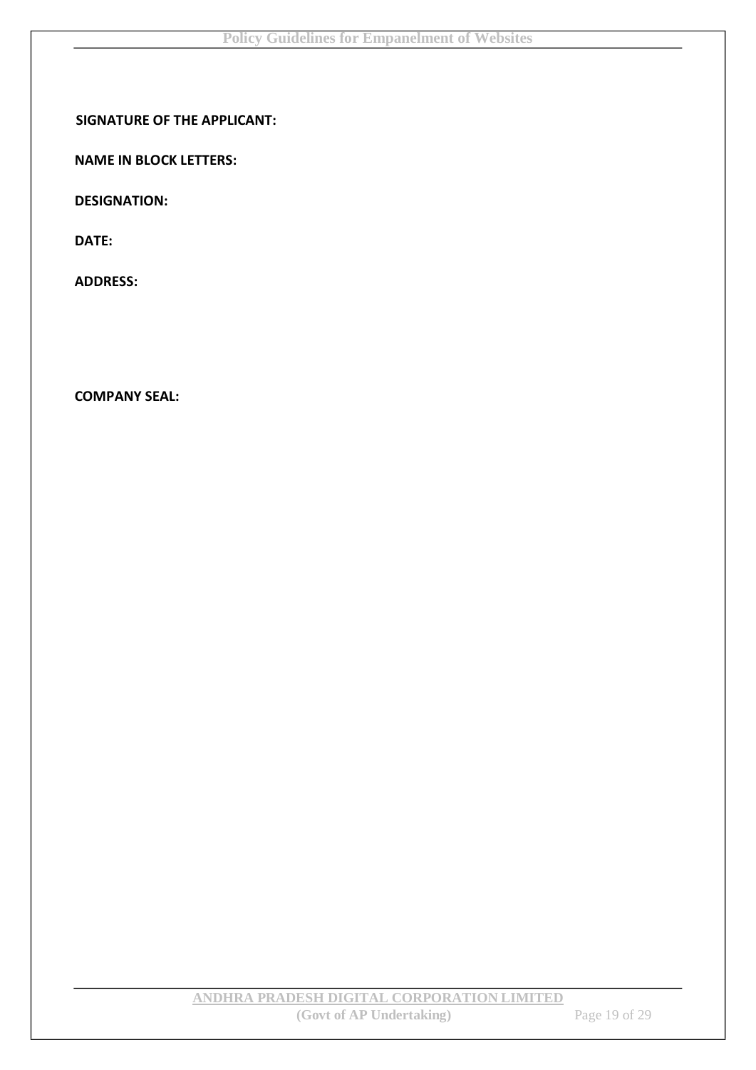**SIGNATURE OF THE APPLICANT:**

**NAME IN BLOCK LETTERS:**

**DESIGNATION:**

**DATE:**

**ADDRESS:**

**COMPANY SEAL:**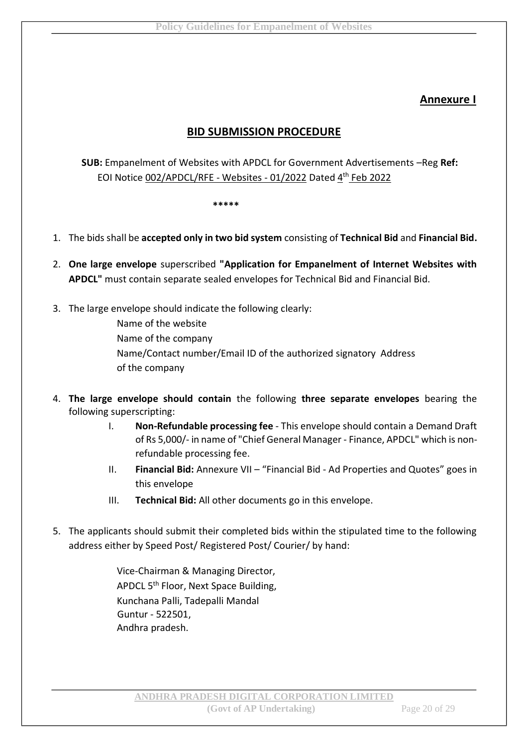## Annexure I

## BID SUBMISSION PROCEDURE

**SUB:** Empanelment of Websites with APDCL for Government Advertisements –Reg **Ref:** EOI Notice 002/APDCL/RFE - Websites - 01/2022 Dated 4th Feb 2022

\*\*\*\*\*

1. The bids shall be **accepted only in two bid system** consisting of **Technical Bid** and **Financial Bid.**

2. **One large envelope** superscribed **"Application for Empanelment of Internet Websites with APDCL"** must contain separate sealed envelopes for Technical Bid and Financial Bid.

3. The large envelope should indicate the following clearly:

   Name of the website
   Name of the company
   Name/Contact number/Email ID of the authorized signatory Address of the company

4. **The large envelope should contain** the following **three separate envelopes** bearing the following superscripting:

   I. **Non-Refundable processing fee** - This envelope should contain a Demand Draft of Rs 5,000/- in name of "Chief General Manager - Finance, APDCL" which is non-refundable processing fee.
   II. **Financial Bid:** Annexure VII – "Financial Bid - Ad Properties and Quotes" goes in this envelope
   III. **Technical Bid:** All other documents go in this envelope.

5. The applicants should submit their completed bids within the stipulated time to the following address either by Speed Post/ Registered Post/ Courier/ by hand:

   Vice-Chairman & Managing Director,
   APDCL 5th Floor, Next Space Building,
   Kunchana Palli, Tadepalli Mandal
   Guntur - 522501,
   Andhra pradesh.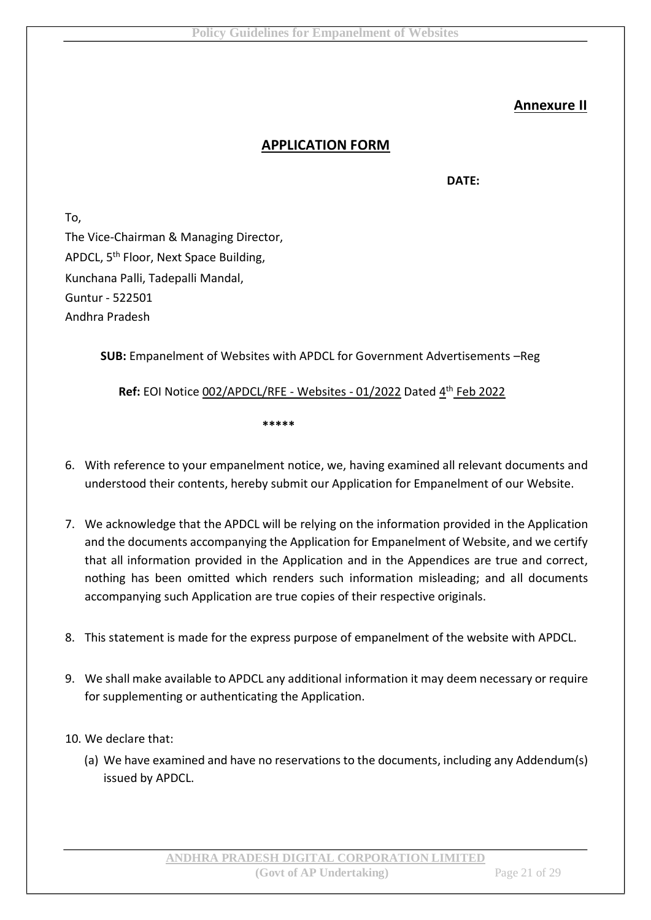**Annexure II**

## APPLICATION FORM

**DATE:**

To,
The Vice-Chairman & Managing Director,
APDCL, 5th Floor, Next Space Building,
Kunchana Palli, Tadepalli Mandal,
Guntur - 522501
Andhra Pradesh

**SUB:** Empanelment of Websites with APDCL for Government Advertisements –Reg

**Ref:** EOI Notice 002/APDCL/RFE - Websites - 01/2022 Dated 4th Feb 2022

\*\*\*\*\*

6. With reference to your empanelment notice, we, having examined all relevant documents and understood their contents, hereby submit our Application for Empanelment of our Website.

7. We acknowledge that the APDCL will be relying on the information provided in the Application and the documents accompanying the Application for Empanelment of Website, and we certify that all information provided in the Application and in the Appendices are true and correct, nothing has been omitted which renders such information misleading; and all documents accompanying such Application are true copies of their respective originals.

8. This statement is made for the express purpose of empanelment of the website with APDCL.

9. We shall make available to APDCL any additional information it may deem necessary or require for supplementing or authenticating the Application.

10. We declare that:
    (a) We have examined and have no reservations to the documents, including any Addendum(s) issued by APDCL.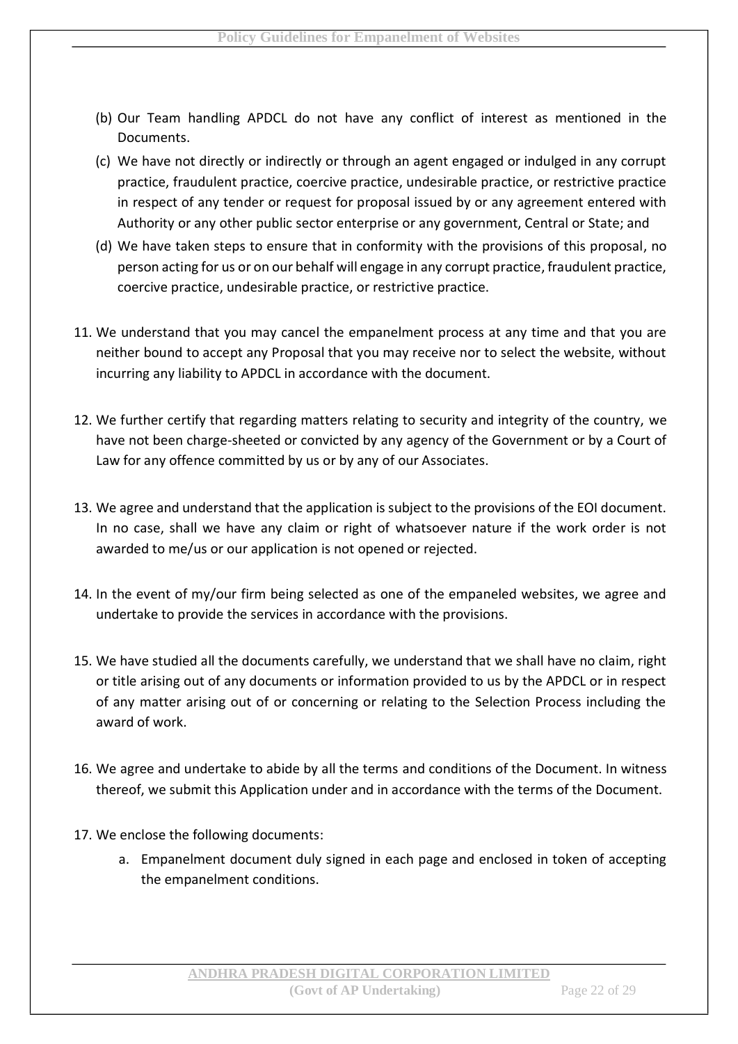(b) Our Team handling APDCL do not have any conflict of interest as mentioned in the Documents.

(c) We have not directly or indirectly or through an agent engaged or indulged in any corrupt practice, fraudulent practice, coercive practice, undesirable practice, or restrictive practice in respect of any tender or request for proposal issued by or any agreement entered with Authority or any other public sector enterprise or any government, Central or State; and

(d) We have taken steps to ensure that in conformity with the provisions of this proposal, no person acting for us or on our behalf will engage in any corrupt practice, fraudulent practice, coercive practice, undesirable practice, or restrictive practice.

11. We understand that you may cancel the empanelment process at any time and that you are neither bound to accept any Proposal that you may receive nor to select the website, without incurring any liability to APDCL in accordance with the document.

12. We further certify that regarding matters relating to security and integrity of the country, we have not been charge-sheeted or convicted by any agency of the Government or by a Court of Law for any offence committed by us or by any of our Associates.

13. We agree and understand that the application is subject to the provisions of the EOI document. In no case, shall we have any claim or right of whatsoever nature if the work order is not awarded to me/us or our application is not opened or rejected.

14. In the event of my/our firm being selected as one of the empaneled websites, we agree and undertake to provide the services in accordance with the provisions.

15. We have studied all the documents carefully, we understand that we shall have no claim, right or title arising out of any documents or information provided to us by the APDCL or in respect of any matter arising out of or concerning or relating to the Selection Process including the award of work.

16. We agree and undertake to abide by all the terms and conditions of the Document. In witness thereof, we submit this Application under and in accordance with the terms of the Document.

17. We enclose the following documents:

    a. Empanelment document duly signed in each page and enclosed in token of accepting the empanelment conditions.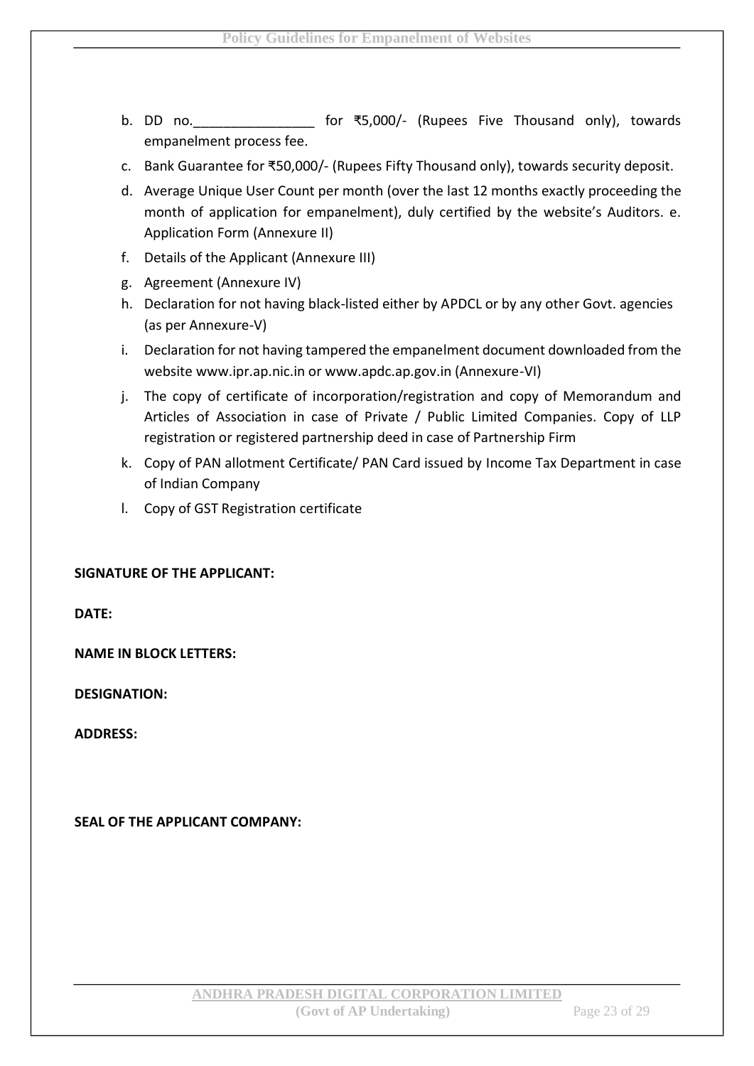b. DD no.________________ for ₹5,000/- (Rupees Five Thousand only), towards empanelment process fee.

c. Bank Guarantee for ₹50,000/- (Rupees Fifty Thousand only), towards security deposit.

d. Average Unique User Count per month (over the last 12 months exactly proceeding the month of application for empanelment), duly certified by the website's Auditors. e. Application Form (Annexure II)

f. Details of the Applicant (Annexure III)

g. Agreement (Annexure IV)

h. Declaration for not having black-listed either by APDCL or by any other Govt. agencies (as per Annexure-V)

i. Declaration for not having tampered the empanelment document downloaded from the website www.ipr.ap.nic.in or www.apdc.ap.gov.in (Annexure-VI)

j. The copy of certificate of incorporation/registration and copy of Memorandum and Articles of Association in case of Private / Public Limited Companies. Copy of LLP registration or registered partnership deed in case of Partnership Firm

k. Copy of PAN allotment Certificate/ PAN Card issued by Income Tax Department in case of Indian Company

l. Copy of GST Registration certificate

**SIGNATURE OF THE APPLICANT:**

**DATE:**

**NAME IN BLOCK LETTERS:**

**DESIGNATION:**

**ADDRESS:**

**SEAL OF THE APPLICANT COMPANY:**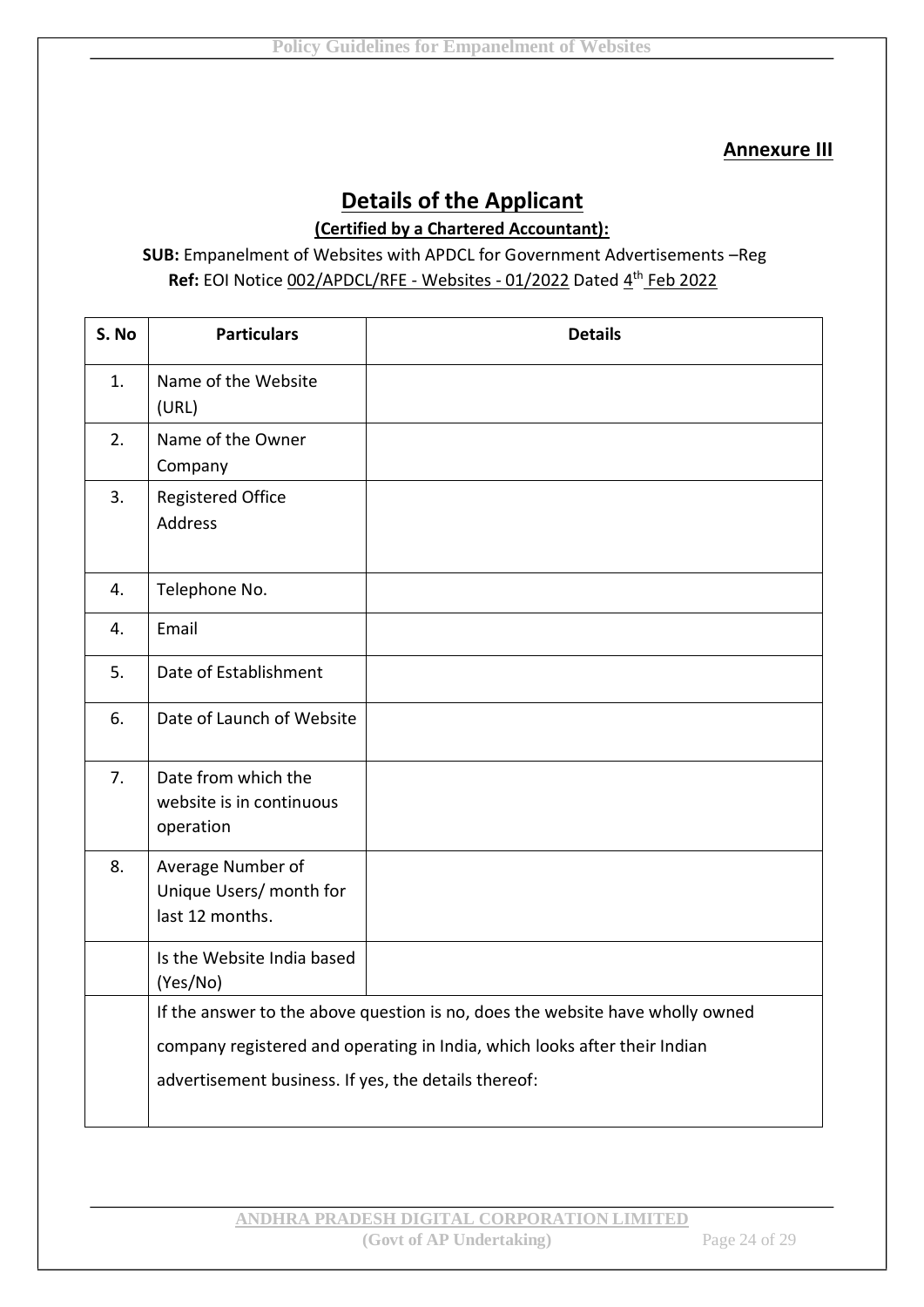**Annexure III**

# Details of the Applicant

**(Certified by a Chartered Accountant):**

**SUB:** Empanelment of Websites with APDCL for Government Advertisements –Reg

**Ref:** EOI Notice 002/APDCL/RFE - Websites - 01/2022 Dated 4th Feb 2022

| S. No | Particulars | Details |
|---|---|---|
| 1. | Name of the Website (URL) | |
| 2. | Name of the Owner Company | |
| 3. | Registered Office Address | |
| 4. | Telephone No. | |
| 4. | Email | |
| 5. | Date of Establishment | |
| 6. | Date of Launch of Website | |
| 7. | Date from which the website is in continuous operation | |
| 8. | Average Number of Unique Users/ month for last 12 months. | |
| | Is the Website India based (Yes/No) | |
| | If the answer to the above question is no, does the website have wholly owned company registered and operating in India, which looks after their Indian advertisement business. If yes, the details thereof: | |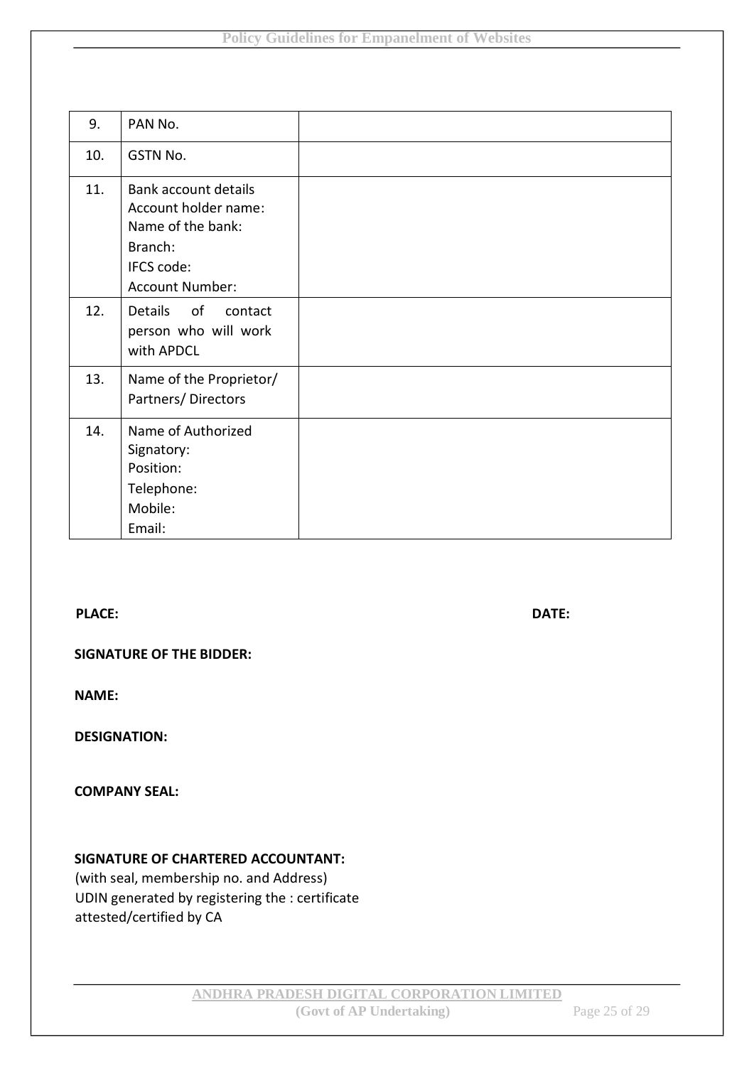| 9. | PAN No. | |
|---|---|---|
| 10. | GSTN No. | |
| 11. | Bank account details<br>Account holder name:<br>Name of the bank:<br>Branch:<br>IFCS code:<br>Account Number: | |
| 12. | Details of contact person who will work with APDCL | |
| 13. | Name of the Proprietor/ Partners/ Directors | |
| 14. | Name of Authorized Signatory:<br>Position:<br>Telephone:<br>Mobile:<br>Email: | |

**PLACE:** **DATE:**

**SIGNATURE OF THE BIDDER:**

**NAME:**

**DESIGNATION:**

**COMPANY SEAL:**

**SIGNATURE OF CHARTERED ACCOUNTANT:**
(with seal, membership no. and Address)
UDIN generated by registering the : certificate attested/certified by CA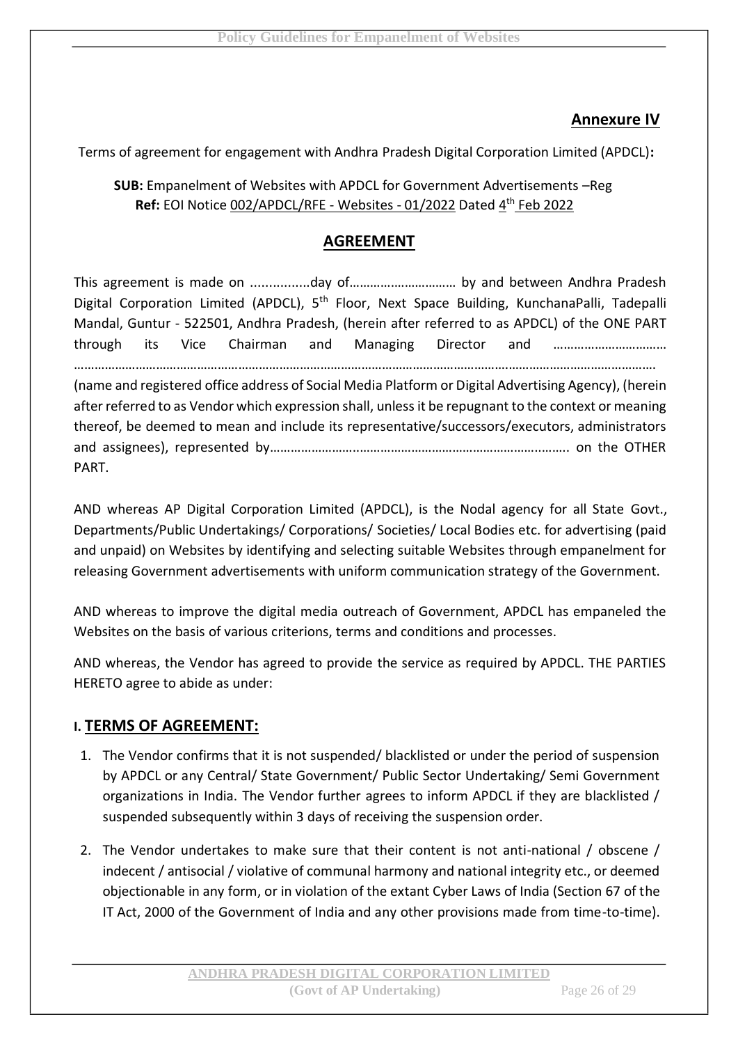## Annexure IV

Terms of agreement for engagement with Andhra Pradesh Digital Corporation Limited (APDCL):

**SUB:** Empanelment of Websites with APDCL for Government Advertisements –Reg
**Ref:** EOI Notice 002/APDCL/RFE - Websites - 01/2022 Dated 4th Feb 2022

## AGREEMENT

This agreement is made on ................day of………………………… by and between Andhra Pradesh Digital Corporation Limited (APDCL), 5th Floor, Next Space Building, KunchanaPalli, Tadepalli Mandal, Guntur - 522501, Andhra Pradesh, (herein after referred to as APDCL) of the ONE PART through its Vice Chairman and Managing Director and ……………………………
………………………………………………………………………………………………………………………………………………
(name and registered office address of Social Media Platform or Digital Advertising Agency), (herein after referred to as Vendor which expression shall, unless it be repugnant to the context or meaning thereof, be deemed to mean and include its representative/successors/executors, administrators and assignees), represented by…………………..……………………………………………….……. on the OTHER PART.

AND whereas AP Digital Corporation Limited (APDCL), is the Nodal agency for all State Govt., Departments/Public Undertakings/ Corporations/ Societies/ Local Bodies etc. for advertising (paid and unpaid) on Websites by identifying and selecting suitable Websites through empanelment for releasing Government advertisements with uniform communication strategy of the Government.

AND whereas to improve the digital media outreach of Government, APDCL has empaneled the Websites on the basis of various criterions, terms and conditions and processes.

AND whereas, the Vendor has agreed to provide the service as required by APDCL. THE PARTIES HERETO agree to abide as under:

### I. TERMS OF AGREEMENT:

1. The Vendor confirms that it is not suspended/ blacklisted or under the period of suspension by APDCL or any Central/ State Government/ Public Sector Undertaking/ Semi Government organizations in India. The Vendor further agrees to inform APDCL if they are blacklisted / suspended subsequently within 3 days of receiving the suspension order.
2. The Vendor undertakes to make sure that their content is not anti-national / obscene / indecent / antisocial / violative of communal harmony and national integrity etc., or deemed objectionable in any form, or in violation of the extant Cyber Laws of India (Section 67 of the IT Act, 2000 of the Government of India and any other provisions made from time-to-time).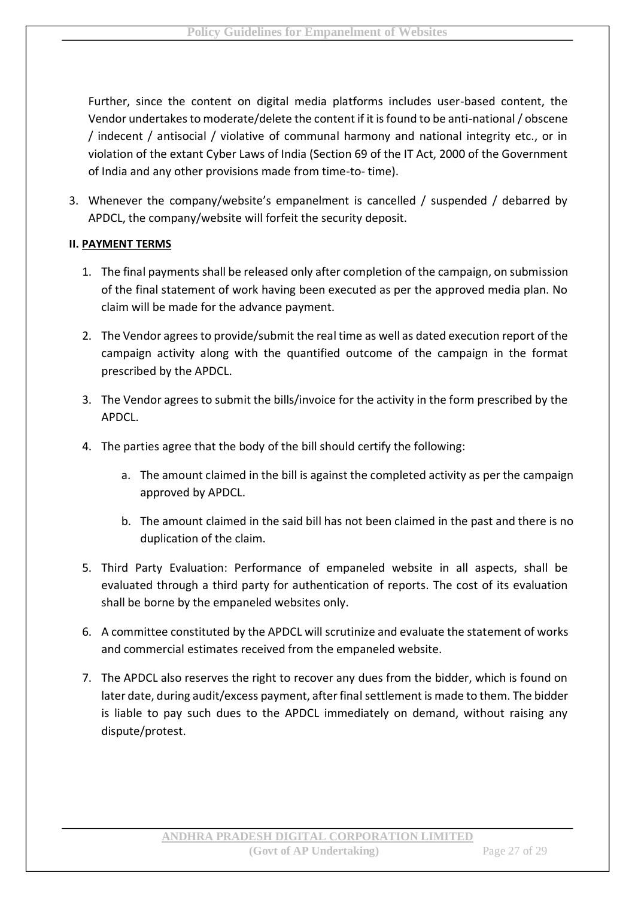Further, since the content on digital media platforms includes user-based content, the Vendor undertakes to moderate/delete the content if it is found to be anti-national / obscene / indecent / antisocial / violative of communal harmony and national integrity etc., or in violation of the extant Cyber Laws of India (Section 69 of the IT Act, 2000 of the Government of India and any other provisions made from time-to- time).

3. Whenever the company/website's empanelment is cancelled / suspended / debarred by APDCL, the company/website will forfeit the security deposit.

**II. PAYMENT TERMS**

1. The final payments shall be released only after completion of the campaign, on submission of the final statement of work having been executed as per the approved media plan. No claim will be made for the advance payment.

2. The Vendor agrees to provide/submit the real time as well as dated execution report of the campaign activity along with the quantified outcome of the campaign in the format prescribed by the APDCL.

3. The Vendor agrees to submit the bills/invoice for the activity in the form prescribed by the APDCL.

4. The parties agree that the body of the bill should certify the following:

   a. The amount claimed in the bill is against the completed activity as per the campaign approved by APDCL.

   b. The amount claimed in the said bill has not been claimed in the past and there is no duplication of the claim.

5. Third Party Evaluation: Performance of empaneled website in all aspects, shall be evaluated through a third party for authentication of reports. The cost of its evaluation shall be borne by the empaneled websites only.

6. A committee constituted by the APDCL will scrutinize and evaluate the statement of works and commercial estimates received from the empaneled website.

7. The APDCL also reserves the right to recover any dues from the bidder, which is found on later date, during audit/excess payment, after final settlement is made to them. The bidder is liable to pay such dues to the APDCL immediately on demand, without raising any dispute/protest.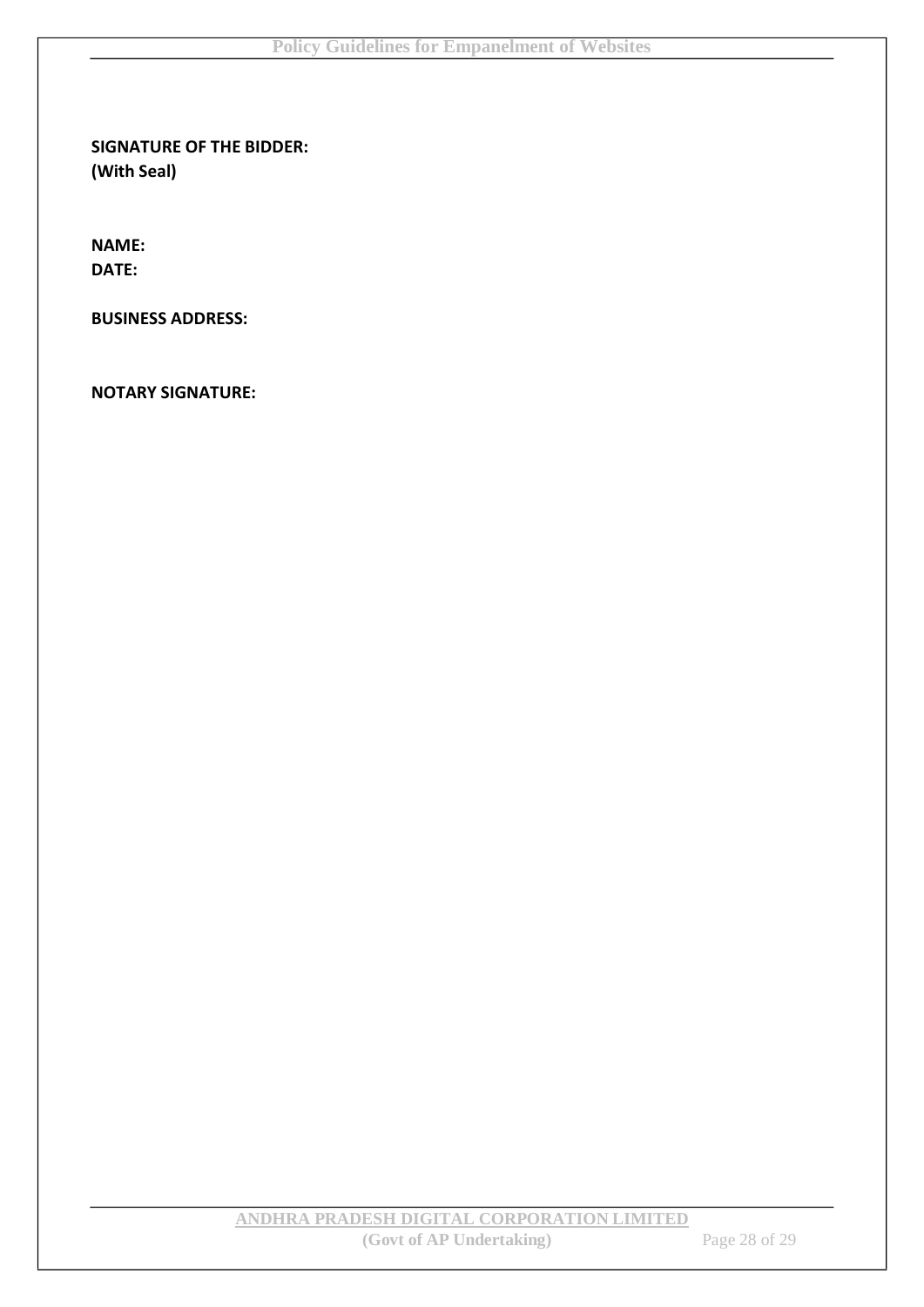**SIGNATURE OF THE BIDDER:**
**(With Seal)**

**NAME:**
**DATE:**

**BUSINESS ADDRESS:**

**NOTARY SIGNATURE:**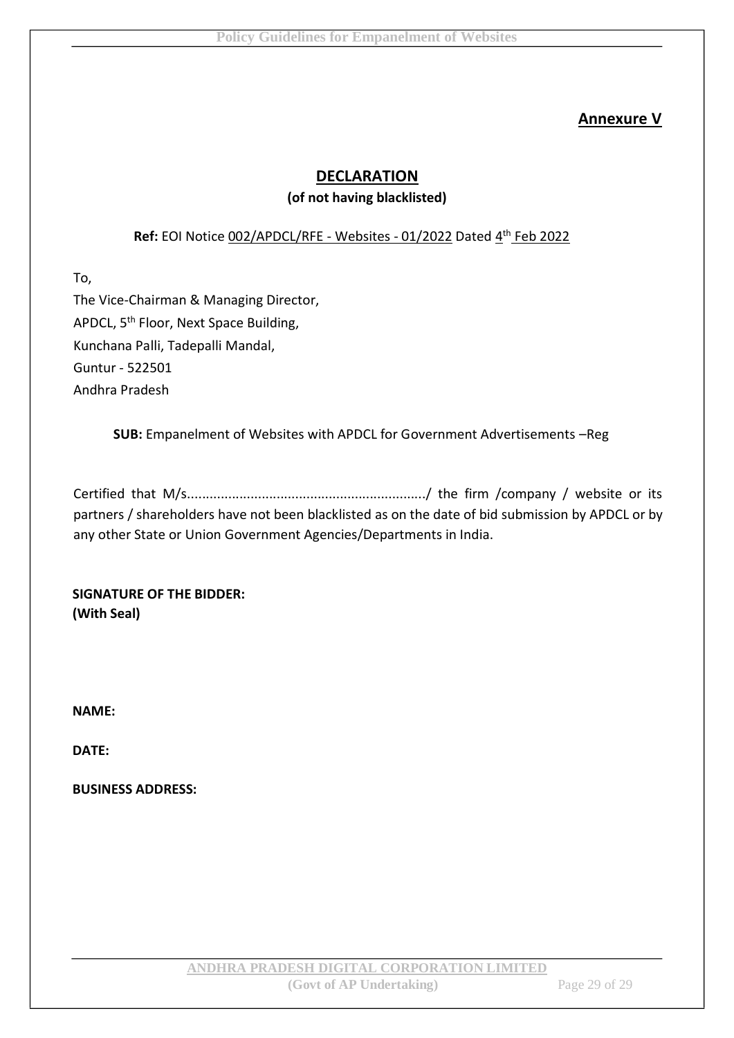## Annexure V

## DECLARATION

**(of not having blacklisted)**

**Ref:** EOI Notice 002/APDCL/RFE - Websites - 01/2022 Dated 4th Feb 2022

To,

The Vice-Chairman & Managing Director,
APDCL, 5th Floor, Next Space Building,
Kunchana Palli, Tadepalli Mandal,
Guntur - 522501
Andhra Pradesh

**SUB:** Empanelment of Websites with APDCL for Government Advertisements –Reg

Certified that M/s................................................................/ the firm /company / website or its partners / shareholders have not been blacklisted as on the date of bid submission by APDCL or by any other State or Union Government Agencies/Departments in India.

**SIGNATURE OF THE BIDDER:**
**(With Seal)**

**NAME:**

**DATE:**

**BUSINESS ADDRESS:**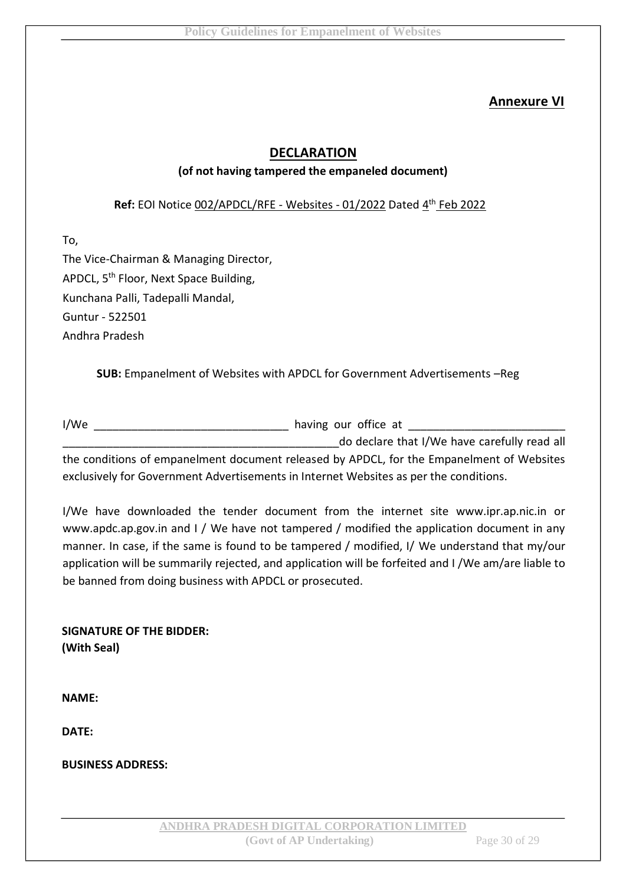**Annexure VI**

## DECLARATION

**(of not having tampered the empaneled document)**

**Ref:** EOI Notice 002/APDCL/RFE - Websites - 01/2022 Dated 4th Feb 2022

To,

The Vice-Chairman & Managing Director,
APDCL, 5th Floor, Next Space Building,
Kunchana Palli, Tadepalli Mandal,
Guntur - 522501
Andhra Pradesh

**SUB:** Empanelment of Websites with APDCL for Government Advertisements –Reg

I/We _______________________________ having our office at _________________________ ____________________________________________do declare that I/We have carefully read all the conditions of empanelment document released by APDCL, for the Empanelment of Websites exclusively for Government Advertisements in Internet Websites as per the conditions.

I/We have downloaded the tender document from the internet site www.ipr.ap.nic.in or www.apdc.ap.gov.in and I / We have not tampered / modified the application document in any manner. In case, if the same is found to be tampered / modified, I/ We understand that my/our application will be summarily rejected, and application will be forfeited and I /We am/are liable to be banned from doing business with APDCL or prosecuted.

**SIGNATURE OF THE BIDDER:**
**(With Seal)**

**NAME:**

**DATE:**

**BUSINESS ADDRESS:**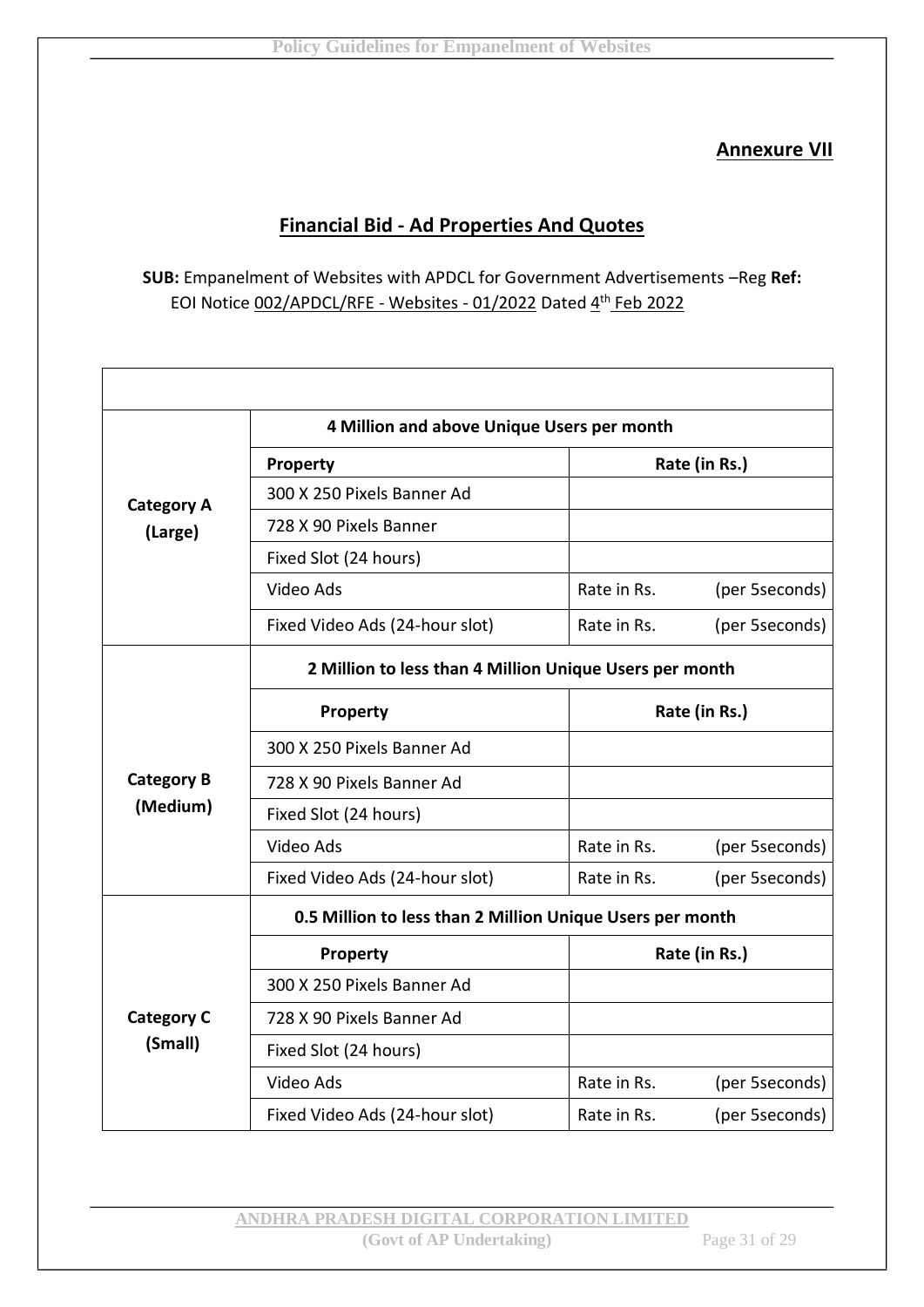## Annexure VII

## Financial Bid - Ad Properties And Quotes

**SUB:** Empanelment of Websites with APDCL for Government Advertisements –Reg **Ref:** EOI Notice 002/APDCL/RFE - Websites - 01/2022 Dated 4th Feb 2022

| | | | |
|---|---|---|---|
| **Category A (Large)** | **4 Million and above Unique Users per month** | | |
| | **Property** | **Rate (in Rs.)** | |
| | 300 X 250 Pixels Banner Ad | | |
| | 728 X 90 Pixels Banner | | |
| | Fixed Slot (24 hours) | | |
| | Video Ads | Rate in Rs. | (per 5seconds) |
| | Fixed Video Ads (24-hour slot) | Rate in Rs. | (per 5seconds) |
| **Category B (Medium)** | **2 Million to less than 4 Million Unique Users per month** | | |
| | **Property** | **Rate (in Rs.)** | |
| | 300 X 250 Pixels Banner Ad | | |
| | 728 X 90 Pixels Banner Ad | | |
| | Fixed Slot (24 hours) | | |
| | Video Ads | Rate in Rs. | (per 5seconds) |
| | Fixed Video Ads (24-hour slot) | Rate in Rs. | (per 5seconds) |
| **Category C (Small)** | **0.5 Million to less than 2 Million Unique Users per month** | | |
| | **Property** | **Rate (in Rs.)** | |
| | 300 X 250 Pixels Banner Ad | | |
| | 728 X 90 Pixels Banner Ad | | |
| | Fixed Slot (24 hours) | | |
| | Video Ads | Rate in Rs. | (per 5seconds) |
| | Fixed Video Ads (24-hour slot) | Rate in Rs. | (per 5seconds) |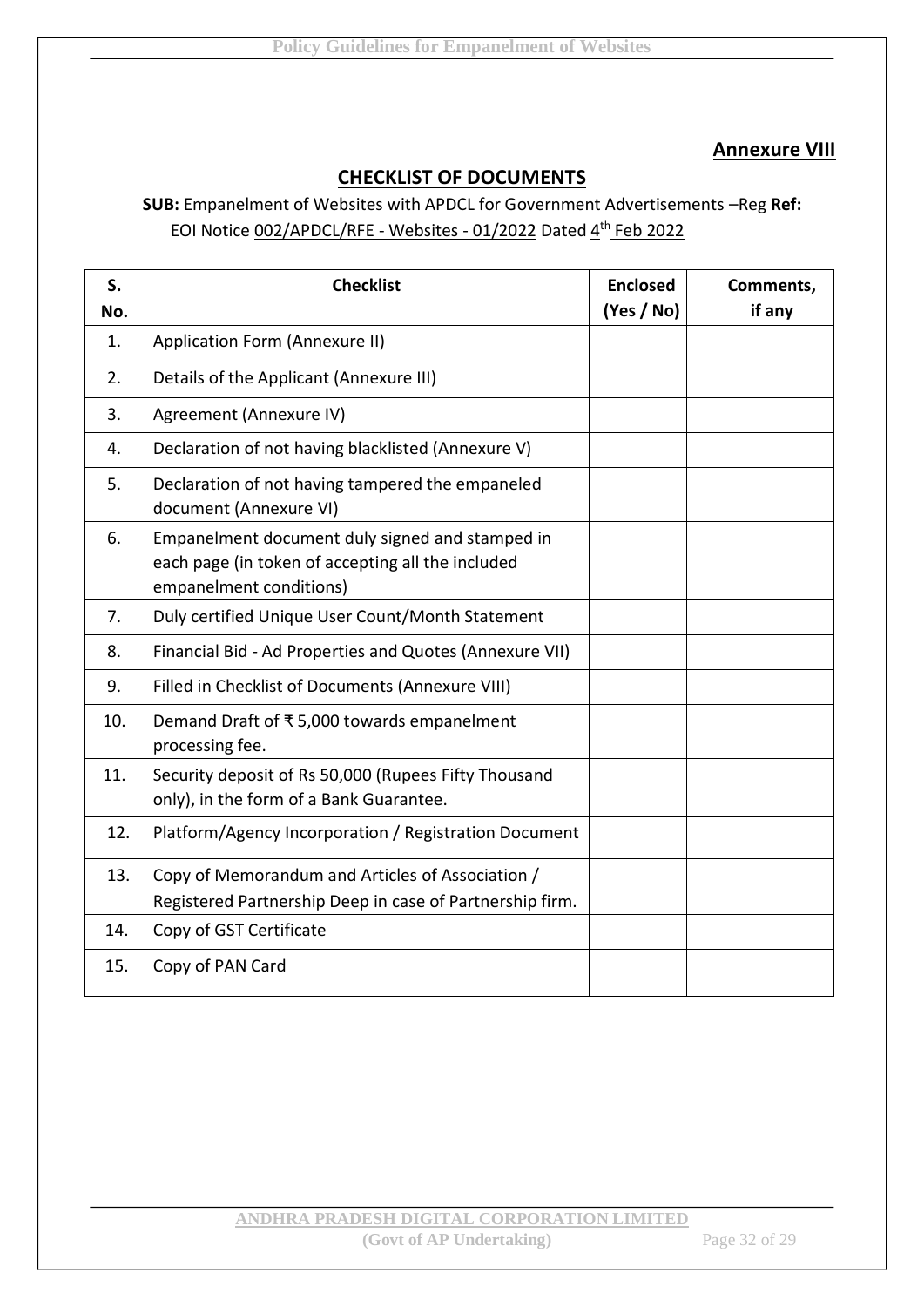**Annexure VIII**

## CHECKLIST OF DOCUMENTS

**SUB:** Empanelment of Websites with APDCL for Government Advertisements –Reg **Ref:** EOI Notice 002/APDCL/RFE - Websites - 01/2022 Dated 4th Feb 2022

| S. No. | Checklist | Enclosed (Yes / No) | Comments, if any |
|---|---|---|---|
| 1. | Application Form (Annexure II) | | |
| 2. | Details of the Applicant (Annexure III) | | |
| 3. | Agreement (Annexure IV) | | |
| 4. | Declaration of not having blacklisted (Annexure V) | | |
| 5. | Declaration of not having tampered the empaneled document (Annexure VI) | | |
| 6. | Empanelment document duly signed and stamped in each page (in token of accepting all the included empanelment conditions) | | |
| 7. | Duly certified Unique User Count/Month Statement | | |
| 8. | Financial Bid - Ad Properties and Quotes (Annexure VII) | | |
| 9. | Filled in Checklist of Documents (Annexure VIII) | | |
| 10. | Demand Draft of ₹ 5,000 towards empanelment processing fee. | | |
| 11. | Security deposit of Rs 50,000 (Rupees Fifty Thousand only), in the form of a Bank Guarantee. | | |
| 12. | Platform/Agency Incorporation / Registration Document | | |
| 13. | Copy of Memorandum and Articles of Association / Registered Partnership Deep in case of Partnership firm. | | |
| 14. | Copy of GST Certificate | | |
| 15. | Copy of PAN Card | | |